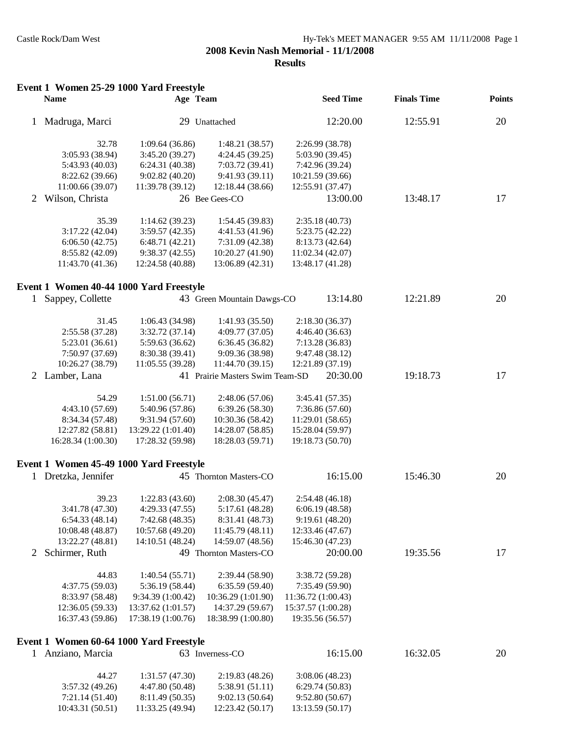## 2008 Kevin Nash Memorial - 11/1/2008

### Results

**Event 1 Women 25-29 1000 Yard Freestyle**

| | Name | Age | Team | Seed Time | Finals Time | Points |
|---|---|---|---|---|---|---|
| 1 | Madruga, Marci | 29 | Unattached | 12:20.00 | 12:55.91 | 20 |

| | | | |
|---|---|---|---|
| 32.78 | 1:09.64 (36.86) | 1:48.21 (38.57) | 2:26.99 (38.78) |
| 3:05.93 (38.94) | 3:45.20 (39.27) | 4:24.45 (39.25) | 5:03.90 (39.45) |
| 5:43.93 (40.03) | 6:24.31 (40.38) | 7:03.72 (39.41) | 7:42.96 (39.24) |
| 8:22.62 (39.66) | 9:02.82 (40.20) | 9:41.93 (39.11) | 10:21.59 (39.66) |
| 11:00.66 (39.07) | 11:39.78 (39.12) | 12:18.44 (38.66) | 12:55.91 (37.47) |

| | Name | Age | Team | Seed Time | Finals Time | Points |
|---|---|---|---|---|---|---|
| 2 | Wilson, Christa | 26 | Bee Gees-CO | 13:00.00 | 13:48.17 | 17 |

| | | | |
|---|---|---|---|
| 35.39 | 1:14.62 (39.23) | 1:54.45 (39.83) | 2:35.18 (40.73) |
| 3:17.22 (42.04) | 3:59.57 (42.35) | 4:41.53 (41.96) | 5:23.75 (42.22) |
| 6:06.50 (42.75) | 6:48.71 (42.21) | 7:31.09 (42.38) | 8:13.73 (42.64) |
| 8:55.82 (42.09) | 9:38.37 (42.55) | 10:20.27 (41.90) | 11:02.34 (42.07) |
| 11:43.70 (41.36) | 12:24.58 (40.88) | 13:06.89 (42.31) | 13:48.17 (41.28) |

**Event 1 Women 40-44 1000 Yard Freestyle**

| | Name | Age | Team | Seed Time | Finals Time | Points |
|---|---|---|---|---|---|---|
| 1 | Sappey, Collette | 43 | Green Mountain Dawgs-CO | 13:14.80 | 12:21.89 | 20 |

| | | | |
|---|---|---|---|
| 31.45 | 1:06.43 (34.98) | 1:41.93 (35.50) | 2:18.30 (36.37) |
| 2:55.58 (37.28) | 3:32.72 (37.14) | 4:09.77 (37.05) | 4:46.40 (36.63) |
| 5:23.01 (36.61) | 5:59.63 (36.62) | 6:36.45 (36.82) | 7:13.28 (36.83) |
| 7:50.97 (37.69) | 8:30.38 (39.41) | 9:09.36 (38.98) | 9:47.48 (38.12) |
| 10:26.27 (38.79) | 11:05.55 (39.28) | 11:44.70 (39.15) | 12:21.89 (37.19) |

| | Name | Age | Team | Seed Time | Finals Time | Points |
|---|---|---|---|---|---|---|
| 2 | Lamber, Lana | 41 | Prairie Masters Swim Team-SD | 20:30.00 | 19:18.73 | 17 |

| | | | |
|---|---|---|---|
| 54.29 | 1:51.00 (56.71) | 2:48.06 (57.06) | 3:45.41 (57.35) |
| 4:43.10 (57.69) | 5:40.96 (57.86) | 6:39.26 (58.30) | 7:36.86 (57.60) |
| 8:34.34 (57.48) | 9:31.94 (57.60) | 10:30.36 (58.42) | 11:29.01 (58.65) |
| 12:27.82 (58.81) | 13:29.22 (1:01.40) | 14:28.07 (58.85) | 15:28.04 (59.97) |
| 16:28.34 (1:00.30) | 17:28.32 (59.98) | 18:28.03 (59.71) | 19:18.73 (50.70) |

**Event 1 Women 45-49 1000 Yard Freestyle**

| | Name | Age | Team | Seed Time | Finals Time | Points |
|---|---|---|---|---|---|---|
| 1 | Dretzka, Jennifer | 45 | Thornton Masters-CO | 16:15.00 | 15:46.30 | 20 |

| | | | |
|---|---|---|---|
| 39.23 | 1:22.83 (43.60) | 2:08.30 (45.47) | 2:54.48 (46.18) |
| 3:41.78 (47.30) | 4:29.33 (47.55) | 5:17.61 (48.28) | 6:06.19 (48.58) |
| 6:54.33 (48.14) | 7:42.68 (48.35) | 8:31.41 (48.73) | 9:19.61 (48.20) |
| 10:08.48 (48.87) | 10:57.68 (49.20) | 11:45.79 (48.11) | 12:33.46 (47.67) |
| 13:22.27 (48.81) | 14:10.51 (48.24) | 14:59.07 (48.56) | 15:46.30 (47.23) |

| | Name | Age | Team | Seed Time | Finals Time | Points |
|---|---|---|---|---|---|---|
| 2 | Schirmer, Ruth | 49 | Thornton Masters-CO | 20:00.00 | 19:35.56 | 17 |

| | | | |
|---|---|---|---|
| 44.83 | 1:40.54 (55.71) | 2:39.44 (58.90) | 3:38.72 (59.28) |
| 4:37.75 (59.03) | 5:36.19 (58.44) | 6:35.59 (59.40) | 7:35.49 (59.90) |
| 8:33.97 (58.48) | 9:34.39 (1:00.42) | 10:36.29 (1:01.90) | 11:36.72 (1:00.43) |
| 12:36.05 (59.33) | 13:37.62 (1:01.57) | 14:37.29 (59.67) | 15:37.57 (1:00.28) |
| 16:37.43 (59.86) | 17:38.19 (1:00.76) | 18:38.99 (1:00.80) | 19:35.56 (56.57) |

**Event 1 Women 60-64 1000 Yard Freestyle**

| | Name | Age | Team | Seed Time | Finals Time | Points |
|---|---|---|---|---|---|---|
| 1 | Anziano, Marcia | 63 | Inverness-CO | 16:15.00 | 16:32.05 | 20 |

| | | | |
|---|---|---|---|
| 44.27 | 1:31.57 (47.30) | 2:19.83 (48.26) | 3:08.06 (48.23) |
| 3:57.32 (49.26) | 4:47.80 (50.48) | 5:38.91 (51.11) | 6:29.74 (50.83) |
| 7:21.14 (51.40) | 8:11.49 (50.35) | 9:02.13 (50.64) | 9:52.80 (50.67) |
| 10:43.31 (50.51) | 11:33.25 (49.94) | 12:23.42 (50.17) | 13:13.59 (50.17) |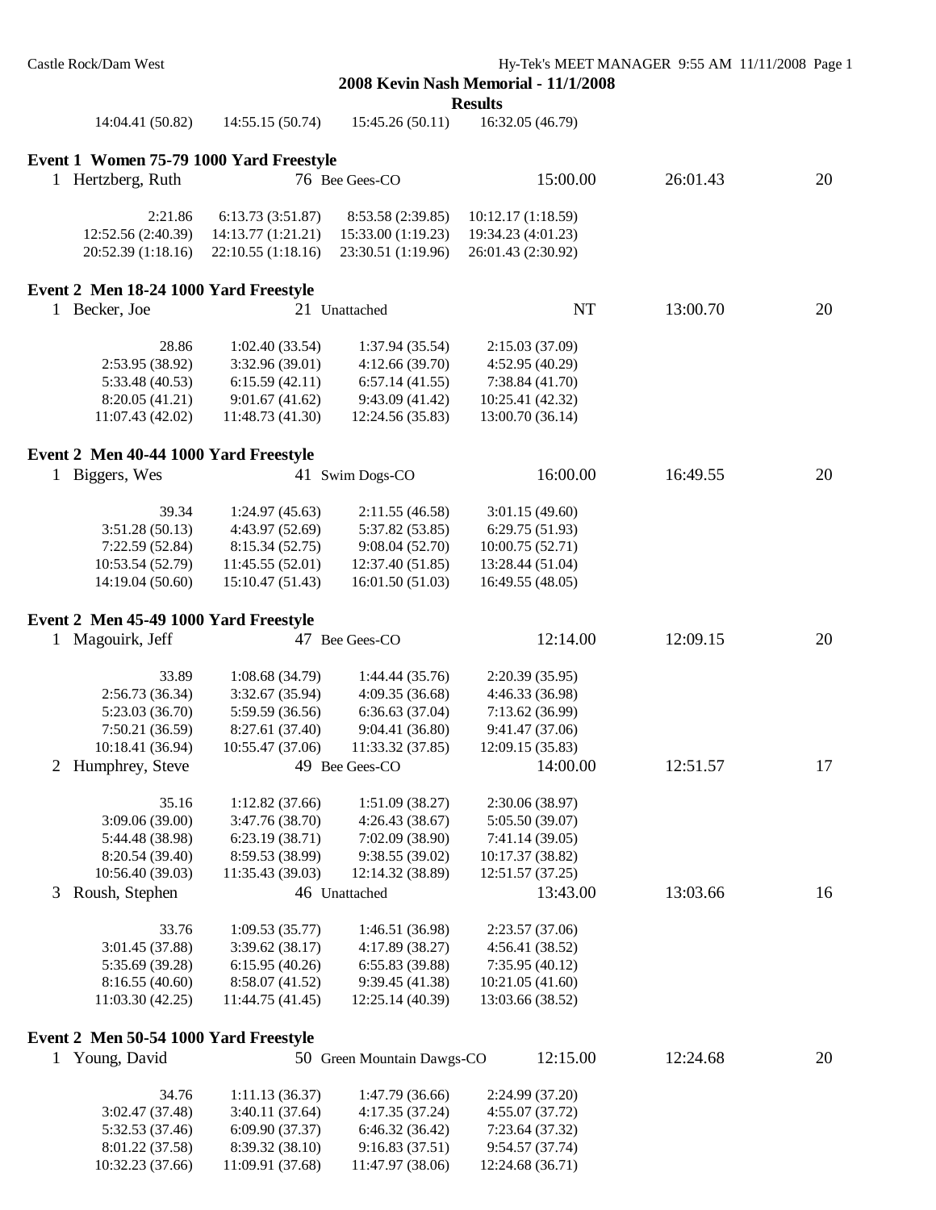## 2008 Kevin Nash Memorial - 11/1/2008

### Results

14:04.41 (50.82) 14:55.15 (50.74) 15:45.26 (50.11) 16:32.05 (46.79)

**Event 1 Women 75-79 1000 Yard Freestyle**

1 Hertzberg, Ruth 76 Bee Gees-CO 15:00.00 26:01.43 20

| | | | |
|---|---|---|---|
| 2:21.86 | 6:13.73 (3:51.87) | 8:53.58 (2:39.85) | 10:12.17 (1:18.59) |
| 12:52.56 (2:40.39) | 14:13.77 (1:21.21) | 15:33.00 (1:19.23) | 19:34.23 (4:01.23) |
| 20:52.39 (1:18.16) | 22:10.55 (1:18.16) | 23:30.51 (1:19.96) | 26:01.43 (2:30.92) |

**Event 2 Men 18-24 1000 Yard Freestyle**

1 Becker, Joe 21 Unattached NT 13:00.70 20

| | | | |
|---|---|---|---|
| 28.86 | 1:02.40 (33.54) | 1:37.94 (35.54) | 2:15.03 (37.09) |
| 2:53.95 (38.92) | 3:32.96 (39.01) | 4:12.66 (39.70) | 4:52.95 (40.29) |
| 5:33.48 (40.53) | 6:15.59 (42.11) | 6:57.14 (41.55) | 7:38.84 (41.70) |
| 8:20.05 (41.21) | 9:01.67 (41.62) | 9:43.09 (41.42) | 10:25.41 (42.32) |
| 11:07.43 (42.02) | 11:48.73 (41.30) | 12:24.56 (35.83) | 13:00.70 (36.14) |

**Event 2 Men 40-44 1000 Yard Freestyle**

1 Biggers, Wes 41 Swim Dogs-CO 16:00.00 16:49.55 20

| | | | |
|---|---|---|---|
| 39.34 | 1:24.97 (45.63) | 2:11.55 (46.58) | 3:01.15 (49.60) |
| 3:51.28 (50.13) | 4:43.97 (52.69) | 5:37.82 (53.85) | 6:29.75 (51.93) |
| 7:22.59 (52.84) | 8:15.34 (52.75) | 9:08.04 (52.70) | 10:00.75 (52.71) |
| 10:53.54 (52.79) | 11:45.55 (52.01) | 12:37.40 (51.85) | 13:28.44 (51.04) |
| 14:19.04 (50.60) | 15:10.47 (51.43) | 16:01.50 (51.03) | 16:49.55 (48.05) |

**Event 2 Men 45-49 1000 Yard Freestyle**

1 Magouirk, Jeff 47 Bee Gees-CO 12:14.00 12:09.15 20

| | | | |
|---|---|---|---|
| 33.89 | 1:08.68 (34.79) | 1:44.44 (35.76) | 2:20.39 (35.95) |
| 2:56.73 (36.34) | 3:32.67 (35.94) | 4:09.35 (36.68) | 4:46.33 (36.98) |
| 5:23.03 (36.70) | 5:59.59 (36.56) | 6:36.63 (37.04) | 7:13.62 (36.99) |
| 7:50.21 (36.59) | 8:27.61 (37.40) | 9:04.41 (36.80) | 9:41.47 (37.06) |
| 10:18.41 (36.94) | 10:55.47 (37.06) | 11:33.32 (37.85) | 12:09.15 (35.83) |

2 Humphrey, Steve 49 Bee Gees-CO 14:00.00 12:51.57 17

| | | | |
|---|---|---|---|
| 35.16 | 1:12.82 (37.66) | 1:51.09 (38.27) | 2:30.06 (38.97) |
| 3:09.06 (39.00) | 3:47.76 (38.70) | 4:26.43 (38.67) | 5:05.50 (39.07) |
| 5:44.48 (38.98) | 6:23.19 (38.71) | 7:02.09 (38.90) | 7:41.14 (39.05) |
| 8:20.54 (39.40) | 8:59.53 (38.99) | 9:38.55 (39.02) | 10:17.37 (38.82) |
| 10:56.40 (39.03) | 11:35.43 (39.03) | 12:14.32 (38.89) | 12:51.57 (37.25) |

3 Roush, Stephen 46 Unattached 13:43.00 13:03.66 16

| | | | |
|---|---|---|---|
| 33.76 | 1:09.53 (35.77) | 1:46.51 (36.98) | 2:23.57 (37.06) |
| 3:01.45 (37.88) | 3:39.62 (38.17) | 4:17.89 (38.27) | 4:56.41 (38.52) |
| 5:35.69 (39.28) | 6:15.95 (40.26) | 6:55.83 (39.88) | 7:35.95 (40.12) |
| 8:16.55 (40.60) | 8:58.07 (41.52) | 9:39.45 (41.38) | 10:21.05 (41.60) |
| 11:03.30 (42.25) | 11:44.75 (41.45) | 12:25.14 (40.39) | 13:03.66 (38.52) |

**Event 2 Men 50-54 1000 Yard Freestyle**

1 Young, David 50 Green Mountain Dawgs-CO 12:15.00 12:24.68 20

| | | | |
|---|---|---|---|
| 34.76 | 1:11.13 (36.37) | 1:47.79 (36.66) | 2:24.99 (37.20) |
| 3:02.47 (37.48) | 3:40.11 (37.64) | 4:17.35 (37.24) | 4:55.07 (37.72) |
| 5:32.53 (37.46) | 6:09.90 (37.37) | 6:46.32 (36.42) | 7:23.64 (37.32) |
| 8:01.22 (37.58) | 8:39.32 (38.10) | 9:16.83 (37.51) | 9:54.57 (37.74) |
| 10:32.23 (37.66) | 11:09.91 (37.68) | 11:47.97 (38.06) | 12:24.68 (36.71) |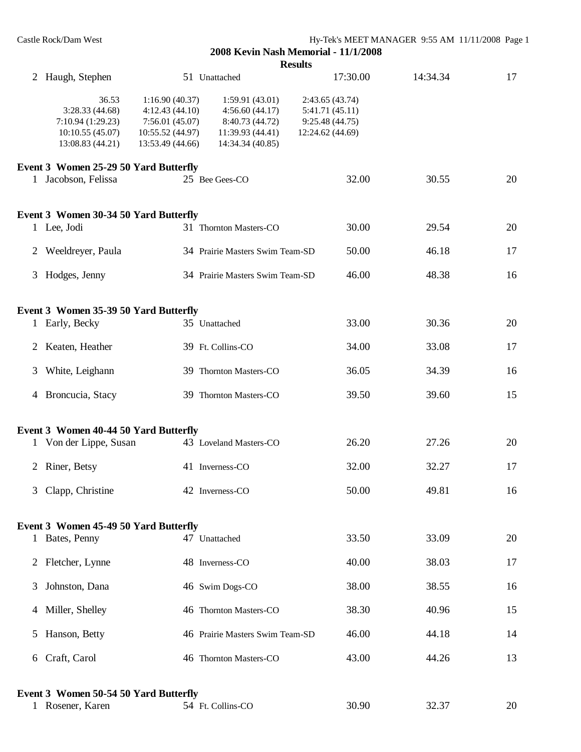## 2008 Kevin Nash Memorial - 11/1/2008

### Results

| | Name | Age | Team | Seed Time | Finals Time | Points |
|---|---|---|---|---|---|---|
| 2 | Haugh, Stephen | 51 | Unattached | 17:30.00 | 14:34.34 | 17 |

| | | | |
|---|---|---|---|
| 36.53 | 1:16.90 (40.37) | 1:59.91 (43.01) | 2:43.65 (43.74) |
| 3:28.33 (44.68) | 4:12.43 (44.10) | 4:56.60 (44.17) | 5:41.71 (45.11) |
| 7:10.94 (1:29.23) | 7:56.01 (45.07) | 8:40.73 (44.72) | 9:25.48 (44.75) |
| 10:10.55 (45.07) | 10:55.52 (44.97) | 11:39.93 (44.41) | 12:24.62 (44.69) |
| 13:08.83 (44.21) | 13:53.49 (44.66) | 14:34.34 (40.85) | |

**Event 3 Women 25-29 50 Yard Butterfly**

| | Name | Age | Team | Seed Time | Finals Time | Points |
|---|---|---|---|---|---|---|
| 1 | Jacobson, Felissa | 25 | Bee Gees-CO | 32.00 | 30.55 | 20 |

**Event 3 Women 30-34 50 Yard Butterfly**

| | Name | Age | Team | Seed Time | Finals Time | Points |
|---|---|---|---|---|---|---|
| 1 | Lee, Jodi | 31 | Thornton Masters-CO | 30.00 | 29.54 | 20 |
| 2 | Weeldreyer, Paula | 34 | Prairie Masters Swim Team-SD | 50.00 | 46.18 | 17 |
| 3 | Hodges, Jenny | 34 | Prairie Masters Swim Team-SD | 46.00 | 48.38 | 16 |

**Event 3 Women 35-39 50 Yard Butterfly**

| | Name | Age | Team | Seed Time | Finals Time | Points |
|---|---|---|---|---|---|---|
| 1 | Early, Becky | 35 | Unattached | 33.00 | 30.36 | 20 |
| 2 | Keaten, Heather | 39 | Ft. Collins-CO | 34.00 | 33.08 | 17 |
| 3 | White, Leighann | 39 | Thornton Masters-CO | 36.05 | 34.39 | 16 |
| 4 | Broncucia, Stacy | 39 | Thornton Masters-CO | 39.50 | 39.60 | 15 |

**Event 3 Women 40-44 50 Yard Butterfly**

| | Name | Age | Team | Seed Time | Finals Time | Points |
|---|---|---|---|---|---|---|
| 1 | Von der Lippe, Susan | 43 | Loveland Masters-CO | 26.20 | 27.26 | 20 |
| 2 | Riner, Betsy | 41 | Inverness-CO | 32.00 | 32.27 | 17 |
| 3 | Clapp, Christine | 42 | Inverness-CO | 50.00 | 49.81 | 16 |

**Event 3 Women 45-49 50 Yard Butterfly**

| | Name | Age | Team | Seed Time | Finals Time | Points |
|---|---|---|---|---|---|---|
| 1 | Bates, Penny | 47 | Unattached | 33.50 | 33.09 | 20 |
| 2 | Fletcher, Lynne | 48 | Inverness-CO | 40.00 | 38.03 | 17 |
| 3 | Johnston, Dana | 46 | Swim Dogs-CO | 38.00 | 38.55 | 16 |
| 4 | Miller, Shelley | 46 | Thornton Masters-CO | 38.30 | 40.96 | 15 |
| 5 | Hanson, Betty | 46 | Prairie Masters Swim Team-SD | 46.00 | 44.18 | 14 |
| 6 | Craft, Carol | 46 | Thornton Masters-CO | 43.00 | 44.26 | 13 |

**Event 3 Women 50-54 50 Yard Butterfly**

| | Name | Age | Team | Seed Time | Finals Time | Points |
|---|---|---|---|---|---|---|
| 1 | Rosener, Karen | 54 | Ft. Collins-CO | 30.90 | 32.37 | 20 |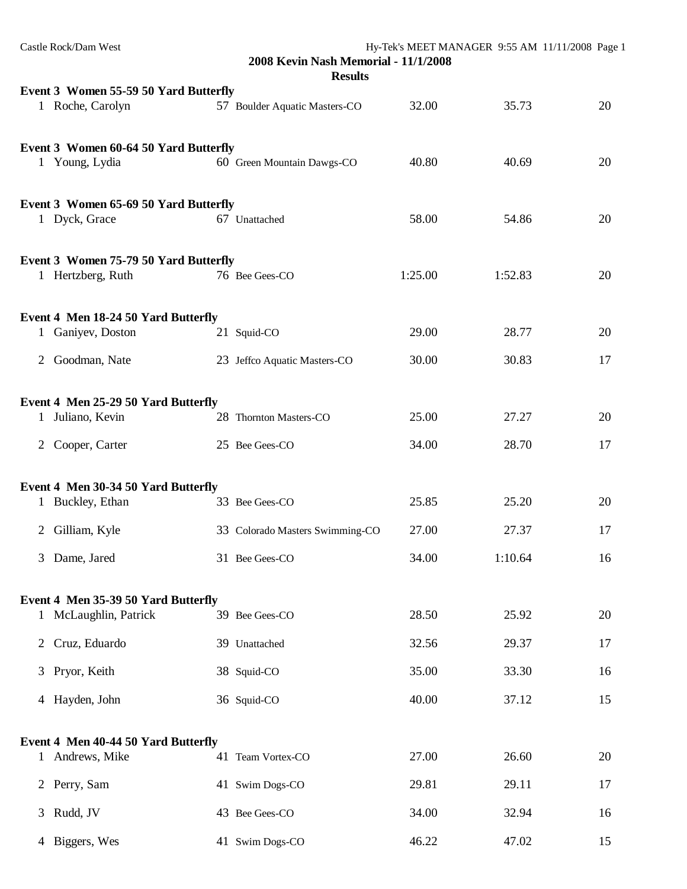## 2008 Kevin Nash Memorial - 11/1/2008

### Results

**Event 3 Women 55-59 50 Yard Butterfly**

| | Name | Age | Team | Seed | Time | Points |
|---|---|---|---|---|---|---|
| 1 | Roche, Carolyn | 57 | Boulder Aquatic Masters-CO | 32.00 | 35.73 | 20 |

**Event 3 Women 60-64 50 Yard Butterfly**

| | Name | Age | Team | Seed | Time | Points |
|---|---|---|---|---|---|---|
| 1 | Young, Lydia | 60 | Green Mountain Dawgs-CO | 40.80 | 40.69 | 20 |

**Event 3 Women 65-69 50 Yard Butterfly**

| | Name | Age | Team | Seed | Time | Points |
|---|---|---|---|---|---|---|
| 1 | Dyck, Grace | 67 | Unattached | 58.00 | 54.86 | 20 |

**Event 3 Women 75-79 50 Yard Butterfly**

| | Name | Age | Team | Seed | Time | Points |
|---|---|---|---|---|---|---|
| 1 | Hertzberg, Ruth | 76 | Bee Gees-CO | 1:25.00 | 1:52.83 | 20 |

**Event 4 Men 18-24 50 Yard Butterfly**

| | Name | Age | Team | Seed | Time | Points |
|---|---|---|---|---|---|---|
| 1 | Ganiyev, Doston | 21 | Squid-CO | 29.00 | 28.77 | 20 |
| 2 | Goodman, Nate | 23 | Jeffco Aquatic Masters-CO | 30.00 | 30.83 | 17 |

**Event 4 Men 25-29 50 Yard Butterfly**

| | Name | Age | Team | Seed | Time | Points |
|---|---|---|---|---|---|---|
| 1 | Juliano, Kevin | 28 | Thornton Masters-CO | 25.00 | 27.27 | 20 |
| 2 | Cooper, Carter | 25 | Bee Gees-CO | 34.00 | 28.70 | 17 |

**Event 4 Men 30-34 50 Yard Butterfly**

| | Name | Age | Team | Seed | Time | Points |
|---|---|---|---|---|---|---|
| 1 | Buckley, Ethan | 33 | Bee Gees-CO | 25.85 | 25.20 | 20 |
| 2 | Gilliam, Kyle | 33 | Colorado Masters Swimming-CO | 27.00 | 27.37 | 17 |
| 3 | Dame, Jared | 31 | Bee Gees-CO | 34.00 | 1:10.64 | 16 |

**Event 4 Men 35-39 50 Yard Butterfly**

| | Name | Age | Team | Seed | Time | Points |
|---|---|---|---|---|---|---|
| 1 | McLaughlin, Patrick | 39 | Bee Gees-CO | 28.50 | 25.92 | 20 |
| 2 | Cruz, Eduardo | 39 | Unattached | 32.56 | 29.37 | 17 |
| 3 | Pryor, Keith | 38 | Squid-CO | 35.00 | 33.30 | 16 |
| 4 | Hayden, John | 36 | Squid-CO | 40.00 | 37.12 | 15 |

**Event 4 Men 40-44 50 Yard Butterfly**

| | Name | Age | Team | Seed | Time | Points |
|---|---|---|---|---|---|---|
| 1 | Andrews, Mike | 41 | Team Vortex-CO | 27.00 | 26.60 | 20 |
| 2 | Perry, Sam | 41 | Swim Dogs-CO | 29.81 | 29.11 | 17 |
| 3 | Rudd, JV | 43 | Bee Gees-CO | 34.00 | 32.94 | 16 |
| 4 | Biggers, Wes | 41 | Swim Dogs-CO | 46.22 | 47.02 | 15 |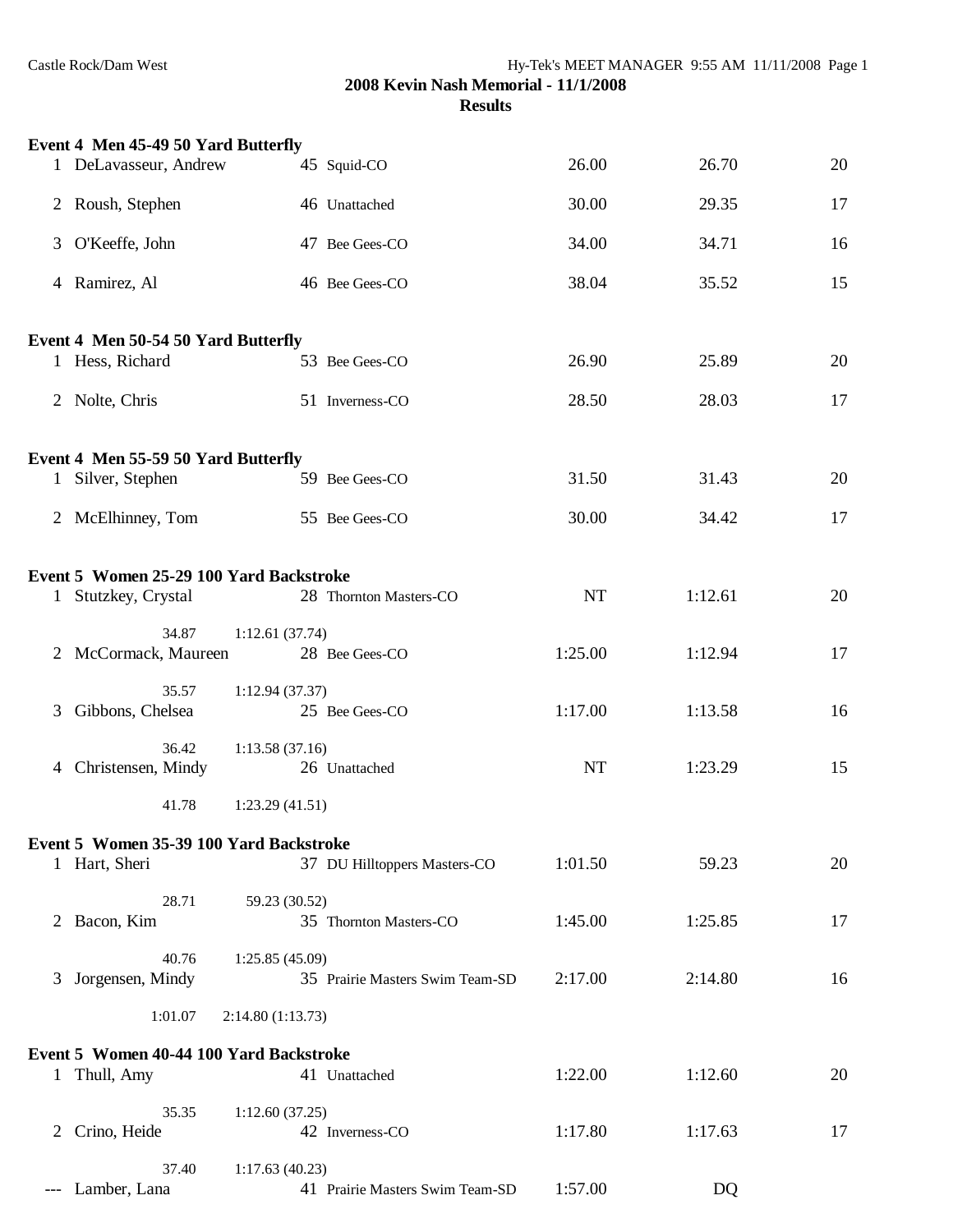**2008 Kevin Nash Memorial - 11/1/2008**

**Results**

**Event 4 Men 45-49 50 Yard Butterfly**

| | Name | Age | Team | Seed Time | Finals Time | Points |
|---|---|---|---|---|---|---|
| 1 | DeLavasseur, Andrew | 45 | Squid-CO | 26.00 | 26.70 | 20 |
| 2 | Roush, Stephen | 46 | Unattached | 30.00 | 29.35 | 17 |
| 3 | O'Keeffe, John | 47 | Bee Gees-CO | 34.00 | 34.71 | 16 |
| 4 | Ramirez, Al | 46 | Bee Gees-CO | 38.04 | 35.52 | 15 |

**Event 4 Men 50-54 50 Yard Butterfly**

| | Name | Age | Team | Seed Time | Finals Time | Points |
|---|---|---|---|---|---|---|
| 1 | Hess, Richard | 53 | Bee Gees-CO | 26.90 | 25.89 | 20 |
| 2 | Nolte, Chris | 51 | Inverness-CO | 28.50 | 28.03 | 17 |

**Event 4 Men 55-59 50 Yard Butterfly**

| | Name | Age | Team | Seed Time | Finals Time | Points |
|---|---|---|---|---|---|---|
| 1 | Silver, Stephen | 59 | Bee Gees-CO | 31.50 | 31.43 | 20 |
| 2 | McElhinney, Tom | 55 | Bee Gees-CO | 30.00 | 34.42 | 17 |

**Event 5 Women 25-29 100 Yard Backstroke**

| | Name | Age | Team | Seed Time | Finals Time | Points |
|---|---|---|---|---|---|---|
| 1 | Stutzkey, Crystal | 28 | Thornton Masters-CO | NT | 1:12.61 | 20 |
| | 34.87 | 1:12.61 (37.74) | | | | |
| 2 | McCormack, Maureen | 28 | Bee Gees-CO | 1:25.00 | 1:12.94 | 17 |
| | 35.57 | 1:12.94 (37.37) | | | | |
| 3 | Gibbons, Chelsea | 25 | Bee Gees-CO | 1:17.00 | 1:13.58 | 16 |
| | 36.42 | 1:13.58 (37.16) | | | | |
| 4 | Christensen, Mindy | 26 | Unattached | NT | 1:23.29 | 15 |
| | 41.78 | 1:23.29 (41.51) | | | | |

**Event 5 Women 35-39 100 Yard Backstroke**

| | Name | Age | Team | Seed Time | Finals Time | Points |
|---|---|---|---|---|---|---|
| 1 | Hart, Sheri | 37 | DU Hilltoppers Masters-CO | 1:01.50 | 59.23 | 20 |
| | 28.71 | 59.23 (30.52) | | | | |
| 2 | Bacon, Kim | 35 | Thornton Masters-CO | 1:45.00 | 1:25.85 | 17 |
| | 40.76 | 1:25.85 (45.09) | | | | |
| 3 | Jorgensen, Mindy | 35 | Prairie Masters Swim Team-SD | 2:17.00 | 2:14.80 | 16 |
| | 1:01.07 | 2:14.80 (1:13.73) | | | | |

**Event 5 Women 40-44 100 Yard Backstroke**

| | Name | Age | Team | Seed Time | Finals Time | Points |
|---|---|---|---|---|---|---|
| 1 | Thull, Amy | 41 | Unattached | 1:22.00 | 1:12.60 | 20 |
| | 35.35 | 1:12.60 (37.25) | | | | |
| 2 | Crino, Heide | 42 | Inverness-CO | 1:17.80 | 1:17.63 | 17 |
| | 37.40 | 1:17.63 (40.23) | | | | |
| --- | Lamber, Lana | 41 | Prairie Masters Swim Team-SD | 1:57.00 | DQ | |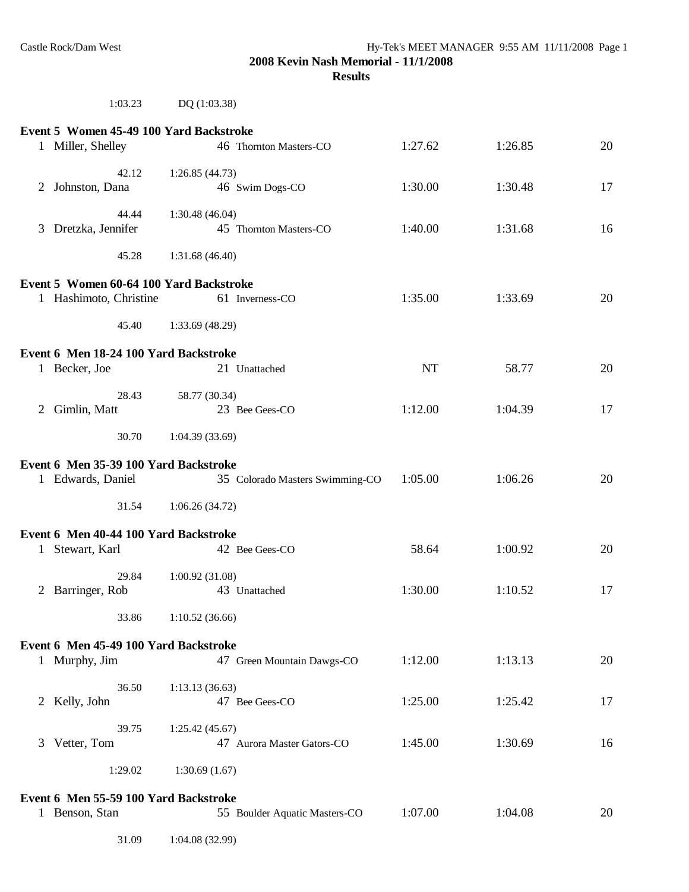| | |
|---|---|
| 1:03.23 | DQ (1:03.38) |

**Event 5 Women 45-49 100 Yard Backstroke**

| Place | Name | Age | Team | Seed Time | Finals Time | Points |
|---|---|---|---|---|---|---|
| 1 | Miller, Shelley | 46 | Thornton Masters-CO | 1:27.62 | 1:26.85 | 20 |
| | 42.12 | 1:26.85 (44.73) | | | | |
| 2 | Johnston, Dana | 46 | Swim Dogs-CO | 1:30.00 | 1:30.48 | 17 |
| | 44.44 | 1:30.48 (46.04) | | | | |
| 3 | Dretzka, Jennifer | 45 | Thornton Masters-CO | 1:40.00 | 1:31.68 | 16 |
| | 45.28 | 1:31.68 (46.40) | | | | |

**Event 5 Women 60-64 100 Yard Backstroke**

| Place | Name | Age | Team | Seed Time | Finals Time | Points |
|---|---|---|---|---|---|---|
| 1 | Hashimoto, Christine | 61 | Inverness-CO | 1:35.00 | 1:33.69 | 20 |
| | 45.40 | 1:33.69 (48.29) | | | | |

**Event 6 Men 18-24 100 Yard Backstroke**

| Place | Name | Age | Team | Seed Time | Finals Time | Points |
|---|---|---|---|---|---|---|
| 1 | Becker, Joe | 21 | Unattached | NT | 58.77 | 20 |
| | 28.43 | 58.77 (30.34) | | | | |
| 2 | Gimlin, Matt | 23 | Bee Gees-CO | 1:12.00 | 1:04.39 | 17 |
| | 30.70 | 1:04.39 (33.69) | | | | |

**Event 6 Men 35-39 100 Yard Backstroke**

| Place | Name | Age | Team | Seed Time | Finals Time | Points |
|---|---|---|---|---|---|---|
| 1 | Edwards, Daniel | 35 | Colorado Masters Swimming-CO | 1:05.00 | 1:06.26 | 20 |
| | 31.54 | 1:06.26 (34.72) | | | | |

**Event 6 Men 40-44 100 Yard Backstroke**

| Place | Name | Age | Team | Seed Time | Finals Time | Points |
|---|---|---|---|---|---|---|
| 1 | Stewart, Karl | 42 | Bee Gees-CO | 58.64 | 1:00.92 | 20 |
| | 29.84 | 1:00.92 (31.08) | | | | |
| 2 | Barringer, Rob | 43 | Unattached | 1:30.00 | 1:10.52 | 17 |
| | 33.86 | 1:10.52 (36.66) | | | | |

**Event 6 Men 45-49 100 Yard Backstroke**

| Place | Name | Age | Team | Seed Time | Finals Time | Points |
|---|---|---|---|---|---|---|
| 1 | Murphy, Jim | 47 | Green Mountain Dawgs-CO | 1:12.00 | 1:13.13 | 20 |
| | 36.50 | 1:13.13 (36.63) | | | | |
| 2 | Kelly, John | 47 | Bee Gees-CO | 1:25.00 | 1:25.42 | 17 |
| | 39.75 | 1:25.42 (45.67) | | | | |
| 3 | Vetter, Tom | 47 | Aurora Master Gators-CO | 1:45.00 | 1:30.69 | 16 |
| | 1:29.02 | 1:30.69 (1.67) | | | | |

**Event 6 Men 55-59 100 Yard Backstroke**

| Place | Name | Age | Team | Seed Time | Finals Time | Points |
|---|---|---|---|---|---|---|
| 1 | Benson, Stan | 55 | Boulder Aquatic Masters-CO | 1:07.00 | 1:04.08 | 20 |
| | 31.09 | 1:04.08 (32.99) | | | | |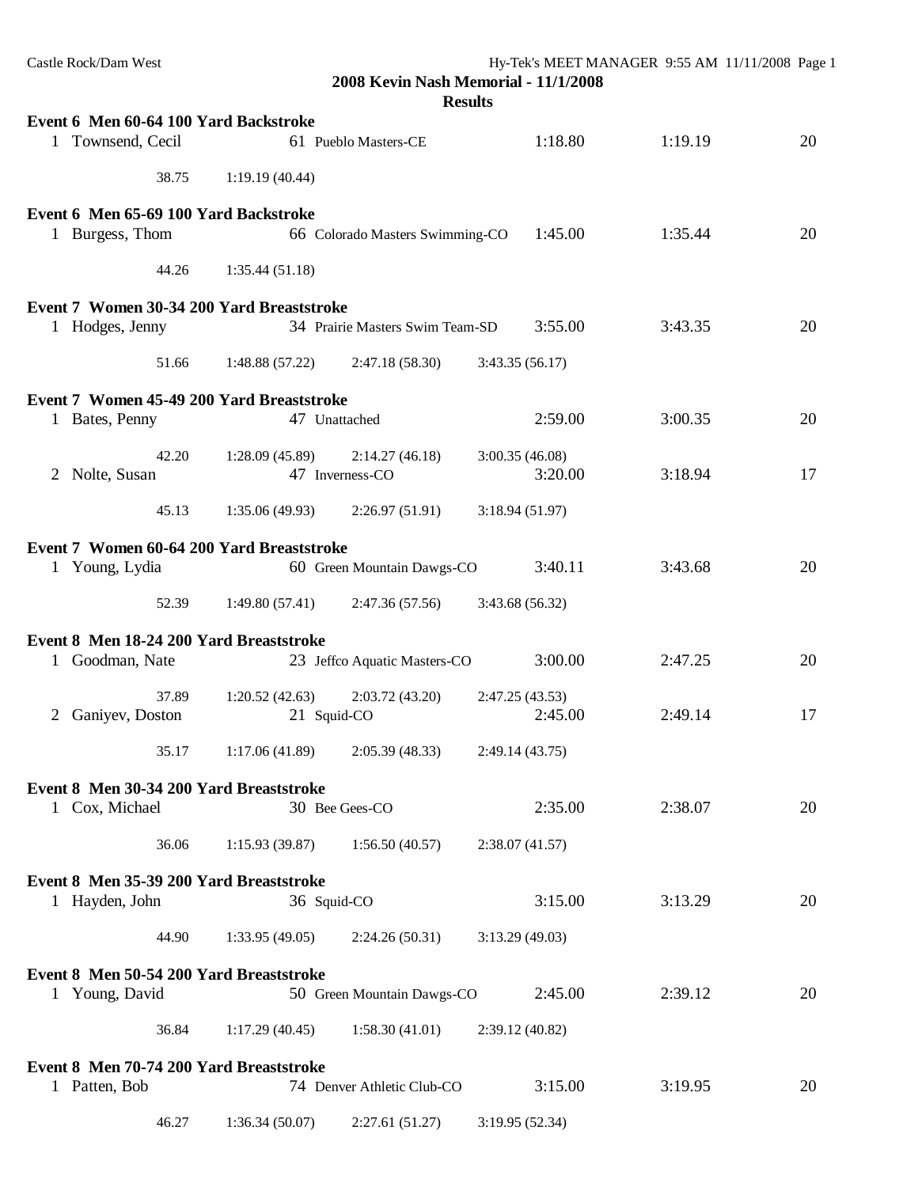## 2008 Kevin Nash Memorial - 11/1/2008

### Results

**Event 6 Men 60-64 100 Yard Backstroke**

| | Name | Age | Team | Seed | Finals | Points |
|---|---|---|---|---|---|---|
| 1 | Townsend, Cecil | 61 | Pueblo Masters-CE | 1:18.80 | 1:19.19 | 20 |
| | 38.75 | 1:19.19 (40.44) | | | | |

**Event 6 Men 65-69 100 Yard Backstroke**

| | Name | Age | Team | Seed | Finals | Points |
|---|---|---|---|---|---|---|
| 1 | Burgess, Thom | 66 | Colorado Masters Swimming-CO | 1:45.00 | 1:35.44 | 20 |
| | 44.26 | 1:35.44 (51.18) | | | | |

**Event 7 Women 30-34 200 Yard Breaststroke**

| | Name | Age | Team | Seed | Finals | Points |
|---|---|---|---|---|---|---|
| 1 | Hodges, Jenny | 34 | Prairie Masters Swim Team-SD | 3:55.00 | 3:43.35 | 20 |
| | 51.66 | 1:48.88 (57.22) | 2:47.18 (58.30) | 3:43.35 (56.17) | | |

**Event 7 Women 45-49 200 Yard Breaststroke**

| | Name | Age | Team | Seed | Finals | Points |
|---|---|---|---|---|---|---|
| 1 | Bates, Penny | 47 | Unattached | 2:59.00 | 3:00.35 | 20 |
| | 42.20 | 1:28.09 (45.89) | 2:14.27 (46.18) | 3:00.35 (46.08) | | |
| 2 | Nolte, Susan | 47 | Inverness-CO | 3:20.00 | 3:18.94 | 17 |
| | 45.13 | 1:35.06 (49.93) | 2:26.97 (51.91) | 3:18.94 (51.97) | | |

**Event 7 Women 60-64 200 Yard Breaststroke**

| | Name | Age | Team | Seed | Finals | Points |
|---|---|---|---|---|---|---|
| 1 | Young, Lydia | 60 | Green Mountain Dawgs-CO | 3:40.11 | 3:43.68 | 20 |
| | 52.39 | 1:49.80 (57.41) | 2:47.36 (57.56) | 3:43.68 (56.32) | | |

**Event 8 Men 18-24 200 Yard Breaststroke**

| | Name | Age | Team | Seed | Finals | Points |
|---|---|---|---|---|---|---|
| 1 | Goodman, Nate | 23 | Jeffco Aquatic Masters-CO | 3:00.00 | 2:47.25 | 20 |
| | 37.89 | 1:20.52 (42.63) | 2:03.72 (43.20) | 2:47.25 (43.53) | | |
| 2 | Ganiyev, Doston | 21 | Squid-CO | 2:45.00 | 2:49.14 | 17 |
| | 35.17 | 1:17.06 (41.89) | 2:05.39 (48.33) | 2:49.14 (43.75) | | |

**Event 8 Men 30-34 200 Yard Breaststroke**

| | Name | Age | Team | Seed | Finals | Points |
|---|---|---|---|---|---|---|
| 1 | Cox, Michael | 30 | Bee Gees-CO | 2:35.00 | 2:38.07 | 20 |
| | 36.06 | 1:15.93 (39.87) | 1:56.50 (40.57) | 2:38.07 (41.57) | | |

**Event 8 Men 35-39 200 Yard Breaststroke**

| | Name | Age | Team | Seed | Finals | Points |
|---|---|---|---|---|---|---|
| 1 | Hayden, John | 36 | Squid-CO | 3:15.00 | 3:13.29 | 20 |
| | 44.90 | 1:33.95 (49.05) | 2:24.26 (50.31) | 3:13.29 (49.03) | | |

**Event 8 Men 50-54 200 Yard Breaststroke**

| | Name | Age | Team | Seed | Finals | Points |
|---|---|---|---|---|---|---|
| 1 | Young, David | 50 | Green Mountain Dawgs-CO | 2:45.00 | 2:39.12 | 20 |
| | 36.84 | 1:17.29 (40.45) | 1:58.30 (41.01) | 2:39.12 (40.82) | | |

**Event 8 Men 70-74 200 Yard Breaststroke**

| | Name | Age | Team | Seed | Finals | Points |
|---|---|---|---|---|---|---|
| 1 | Patten, Bob | 74 | Denver Athletic Club-CO | 3:15.00 | 3:19.95 | 20 |
| | 46.27 | 1:36.34 (50.07) | 2:27.61 (51.27) | 3:19.95 (52.34) | | |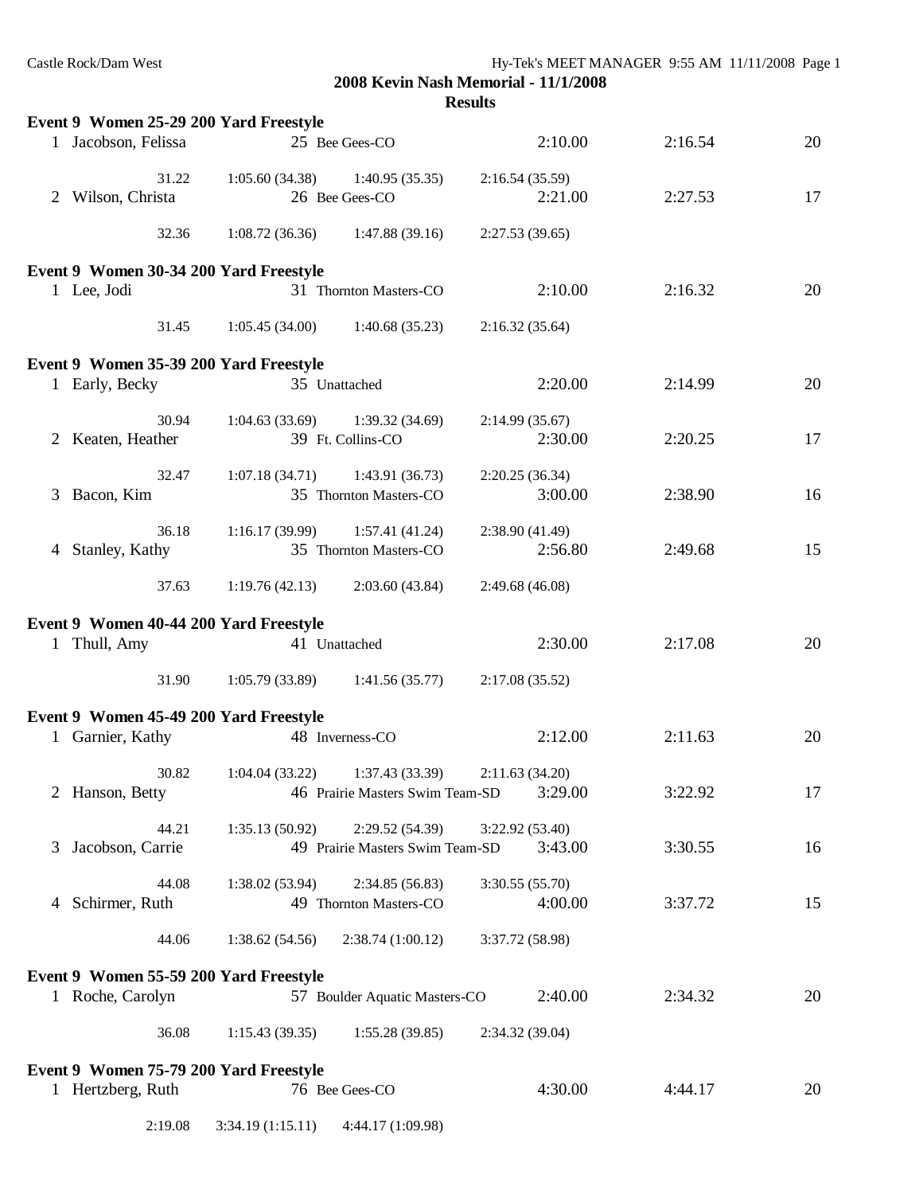## 2008 Kevin Nash Memorial - 11/1/2008

### Results

**Event 9 Women 25-29 200 Yard Freestyle**

| Place | Name | Age | Team | Seed Time | Finals Time | Points |
|---|---|---|---|---|---|---|
| 1 | Jacobson, Felissa | 25 | Bee Gees-CO | 2:10.00 | 2:16.54 | 20 |
| | 31.22 | 1:05.60 (34.38) | 1:40.95 (35.35) | 2:16.54 (35.59) | | |
| 2 | Wilson, Christa | 26 | Bee Gees-CO | 2:21.00 | 2:27.53 | 17 |
| | 32.36 | 1:08.72 (36.36) | 1:47.88 (39.16) | 2:27.53 (39.65) | | |

**Event 9 Women 30-34 200 Yard Freestyle**

| Place | Name | Age | Team | Seed Time | Finals Time | Points |
|---|---|---|---|---|---|---|
| 1 | Lee, Jodi | 31 | Thornton Masters-CO | 2:10.00 | 2:16.32 | 20 |
| | 31.45 | 1:05.45 (34.00) | 1:40.68 (35.23) | 2:16.32 (35.64) | | |

**Event 9 Women 35-39 200 Yard Freestyle**

| Place | Name | Age | Team | Seed Time | Finals Time | Points |
|---|---|---|---|---|---|---|
| 1 | Early, Becky | 35 | Unattached | 2:20.00 | 2:14.99 | 20 |
| | 30.94 | 1:04.63 (33.69) | 1:39.32 (34.69) | 2:14.99 (35.67) | | |
| 2 | Keaten, Heather | 39 | Ft. Collins-CO | 2:30.00 | 2:20.25 | 17 |
| | 32.47 | 1:07.18 (34.71) | 1:43.91 (36.73) | 2:20.25 (36.34) | | |
| 3 | Bacon, Kim | 35 | Thornton Masters-CO | 3:00.00 | 2:38.90 | 16 |
| | 36.18 | 1:16.17 (39.99) | 1:57.41 (41.24) | 2:38.90 (41.49) | | |
| 4 | Stanley, Kathy | 35 | Thornton Masters-CO | 2:56.80 | 2:49.68 | 15 |
| | 37.63 | 1:19.76 (42.13) | 2:03.60 (43.84) | 2:49.68 (46.08) | | |

**Event 9 Women 40-44 200 Yard Freestyle**

| Place | Name | Age | Team | Seed Time | Finals Time | Points |
|---|---|---|---|---|---|---|
| 1 | Thull, Amy | 41 | Unattached | 2:30.00 | 2:17.08 | 20 |
| | 31.90 | 1:05.79 (33.89) | 1:41.56 (35.77) | 2:17.08 (35.52) | | |

**Event 9 Women 45-49 200 Yard Freestyle**

| Place | Name | Age | Team | Seed Time | Finals Time | Points |
|---|---|---|---|---|---|---|
| 1 | Garnier, Kathy | 48 | Inverness-CO | 2:12.00 | 2:11.63 | 20 |
| | 30.82 | 1:04.04 (33.22) | 1:37.43 (33.39) | 2:11.63 (34.20) | | |
| 2 | Hanson, Betty | 46 | Prairie Masters Swim Team-SD | 3:29.00 | 3:22.92 | 17 |
| | 44.21 | 1:35.13 (50.92) | 2:29.52 (54.39) | 3:22.92 (53.40) | | |
| 3 | Jacobson, Carrie | 49 | Prairie Masters Swim Team-SD | 3:43.00 | 3:30.55 | 16 |
| | 44.08 | 1:38.02 (53.94) | 2:34.85 (56.83) | 3:30.55 (55.70) | | |
| 4 | Schirmer, Ruth | 49 | Thornton Masters-CO | 4:00.00 | 3:37.72 | 15 |
| | 44.06 | 1:38.62 (54.56) | 2:38.74 (1:00.12) | 3:37.72 (58.98) | | |

**Event 9 Women 55-59 200 Yard Freestyle**

| Place | Name | Age | Team | Seed Time | Finals Time | Points |
|---|---|---|---|---|---|---|
| 1 | Roche, Carolyn | 57 | Boulder Aquatic Masters-CO | 2:40.00 | 2:34.32 | 20 |
| | 36.08 | 1:15.43 (39.35) | 1:55.28 (39.85) | 2:34.32 (39.04) | | |

**Event 9 Women 75-79 200 Yard Freestyle**

| Place | Name | Age | Team | Seed Time | Finals Time | Points |
|---|---|---|---|---|---|---|
| 1 | Hertzberg, Ruth | 76 | Bee Gees-CO | 4:30.00 | 4:44.17 | 20 |
| | 2:19.08 | 3:34.19 (1:15.11) | 4:44.17 (1:09.98) | | | |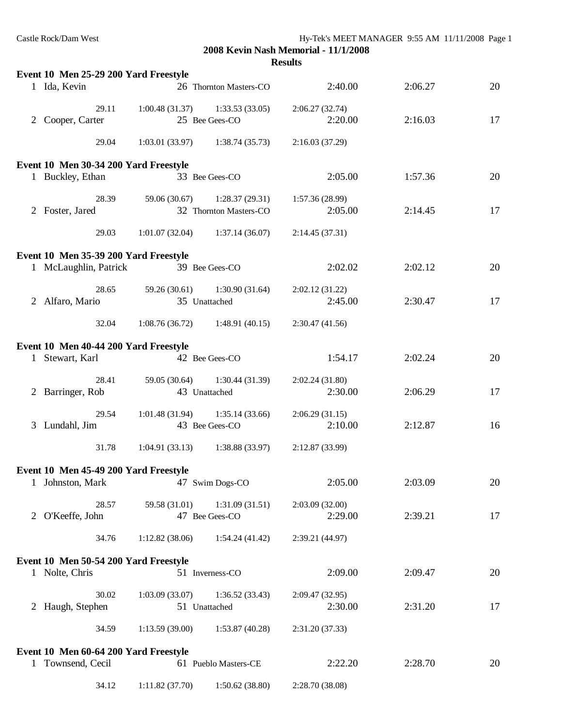## 2008 Kevin Nash Memorial - 11/1/2008

### Results

**Event 10 Men 25-29 200 Yard Freestyle**

| | Name | Age | Team | Seed Time | Finals Time | Points |
|---|---|---|---|---|---|---|
| 1 | Ida, Kevin | 26 | Thornton Masters-CO | 2:40.00 | 2:06.27 | 20 |
| | 29.11 | 1:00.48 (31.37) | 1:33.53 (33.05) | 2:06.27 (32.74) | | |
| 2 | Cooper, Carter | 25 | Bee Gees-CO | 2:20.00 | 2:16.03 | 17 |
| | 29.04 | 1:03.01 (33.97) | 1:38.74 (35.73) | 2:16.03 (37.29) | | |

**Event 10 Men 30-34 200 Yard Freestyle**

| | Name | Age | Team | Seed Time | Finals Time | Points |
|---|---|---|---|---|---|---|
| 1 | Buckley, Ethan | 33 | Bee Gees-CO | 2:05.00 | 1:57.36 | 20 |
| | 28.39 | 59.06 (30.67) | 1:28.37 (29.31) | 1:57.36 (28.99) | | |
| 2 | Foster, Jared | 32 | Thornton Masters-CO | 2:05.00 | 2:14.45 | 17 |
| | 29.03 | 1:01.07 (32.04) | 1:37.14 (36.07) | 2:14.45 (37.31) | | |

**Event 10 Men 35-39 200 Yard Freestyle**

| | Name | Age | Team | Seed Time | Finals Time | Points |
|---|---|---|---|---|---|---|
| 1 | McLaughlin, Patrick | 39 | Bee Gees-CO | 2:02.02 | 2:02.12 | 20 |
| | 28.65 | 59.26 (30.61) | 1:30.90 (31.64) | 2:02.12 (31.22) | | |
| 2 | Alfaro, Mario | 35 | Unattached | 2:45.00 | 2:30.47 | 17 |
| | 32.04 | 1:08.76 (36.72) | 1:48.91 (40.15) | 2:30.47 (41.56) | | |

**Event 10 Men 40-44 200 Yard Freestyle**

| | Name | Age | Team | Seed Time | Finals Time | Points |
|---|---|---|---|---|---|---|
| 1 | Stewart, Karl | 42 | Bee Gees-CO | 1:54.17 | 2:02.24 | 20 |
| | 28.41 | 59.05 (30.64) | 1:30.44 (31.39) | 2:02.24 (31.80) | | |
| 2 | Barringer, Rob | 43 | Unattached | 2:30.00 | 2:06.29 | 17 |
| | 29.54 | 1:01.48 (31.94) | 1:35.14 (33.66) | 2:06.29 (31.15) | | |
| 3 | Lundahl, Jim | 43 | Bee Gees-CO | 2:10.00 | 2:12.87 | 16 |
| | 31.78 | 1:04.91 (33.13) | 1:38.88 (33.97) | 2:12.87 (33.99) | | |

**Event 10 Men 45-49 200 Yard Freestyle**

| | Name | Age | Team | Seed Time | Finals Time | Points |
|---|---|---|---|---|---|---|
| 1 | Johnston, Mark | 47 | Swim Dogs-CO | 2:05.00 | 2:03.09 | 20 |
| | 28.57 | 59.58 (31.01) | 1:31.09 (31.51) | 2:03.09 (32.00) | | |
| 2 | O'Keeffe, John | 47 | Bee Gees-CO | 2:29.00 | 2:39.21 | 17 |
| | 34.76 | 1:12.82 (38.06) | 1:54.24 (41.42) | 2:39.21 (44.97) | | |

**Event 10 Men 50-54 200 Yard Freestyle**

| | Name | Age | Team | Seed Time | Finals Time | Points |
|---|---|---|---|---|---|---|
| 1 | Nolte, Chris | 51 | Inverness-CO | 2:09.00 | 2:09.47 | 20 |
| | 30.02 | 1:03.09 (33.07) | 1:36.52 (33.43) | 2:09.47 (32.95) | | |
| 2 | Haugh, Stephen | 51 | Unattached | 2:30.00 | 2:31.20 | 17 |
| | 34.59 | 1:13.59 (39.00) | 1:53.87 (40.28) | 2:31.20 (37.33) | | |

**Event 10 Men 60-64 200 Yard Freestyle**

| | Name | Age | Team | Seed Time | Finals Time | Points |
|---|---|---|---|---|---|---|
| 1 | Townsend, Cecil | 61 | Pueblo Masters-CE | 2:22.20 | 2:28.70 | 20 |
| | 34.12 | 1:11.82 (37.70) | 1:50.62 (38.80) | 2:28.70 (38.08) | | |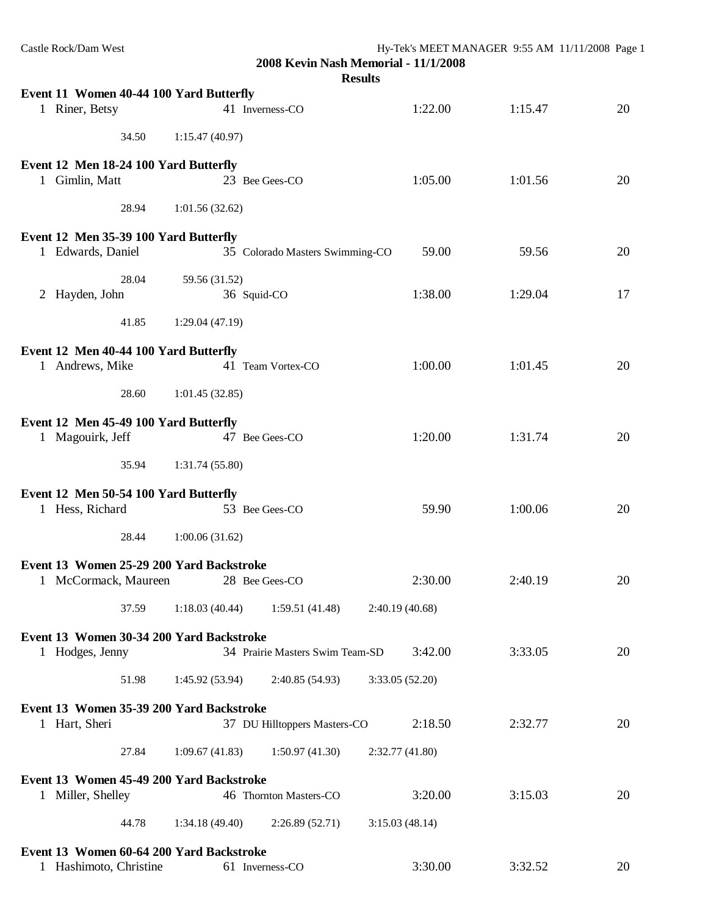## 2008 Kevin Nash Memorial - 11/1/2008

### Results

**Event 11 Women 40-44 100 Yard Butterfly**

1 Riner, Betsy 41 Inverness-CO 1:22.00 1:15.47 20

34.50 1:15.47 (40.97)

**Event 12 Men 18-24 100 Yard Butterfly**

1 Gimlin, Matt 23 Bee Gees-CO 1:05.00 1:01.56 20

28.94 1:01.56 (32.62)

**Event 12 Men 35-39 100 Yard Butterfly**

1 Edwards, Daniel 35 Colorado Masters Swimming-CO 59.00 59.56 20

28.04 59.56 (31.52)

2 Hayden, John 36 Squid-CO 1:38.00 1:29.04 17

41.85 1:29.04 (47.19)

**Event 12 Men 40-44 100 Yard Butterfly**

1 Andrews, Mike 41 Team Vortex-CO 1:00.00 1:01.45 20

28.60 1:01.45 (32.85)

**Event 12 Men 45-49 100 Yard Butterfly**

1 Magouirk, Jeff 47 Bee Gees-CO 1:20.00 1:31.74 20

35.94 1:31.74 (55.80)

**Event 12 Men 50-54 100 Yard Butterfly**

1 Hess, Richard 53 Bee Gees-CO 59.90 1:00.06 20

28.44 1:00.06 (31.62)

**Event 13 Women 25-29 200 Yard Backstroke**

1 McCormack, Maureen 28 Bee Gees-CO 2:30.00 2:40.19 20

37.59 1:18.03 (40.44) 1:59.51 (41.48) 2:40.19 (40.68)

**Event 13 Women 30-34 200 Yard Backstroke**

1 Hodges, Jenny 34 Prairie Masters Swim Team-SD 3:42.00 3:33.05 20

51.98 1:45.92 (53.94) 2:40.85 (54.93) 3:33.05 (52.20)

**Event 13 Women 35-39 200 Yard Backstroke**

1 Hart, Sheri 37 DU Hilltoppers Masters-CO 2:18.50 2:32.77 20

27.84 1:09.67 (41.83) 1:50.97 (41.30) 2:32.77 (41.80)

**Event 13 Women 45-49 200 Yard Backstroke**

1 Miller, Shelley 46 Thornton Masters-CO 3:20.00 3:15.03 20

44.78 1:34.18 (49.40) 2:26.89 (52.71) 3:15.03 (48.14)

**Event 13 Women 60-64 200 Yard Backstroke**

1 Hashimoto, Christine 61 Inverness-CO 3:30.00 3:32.52 20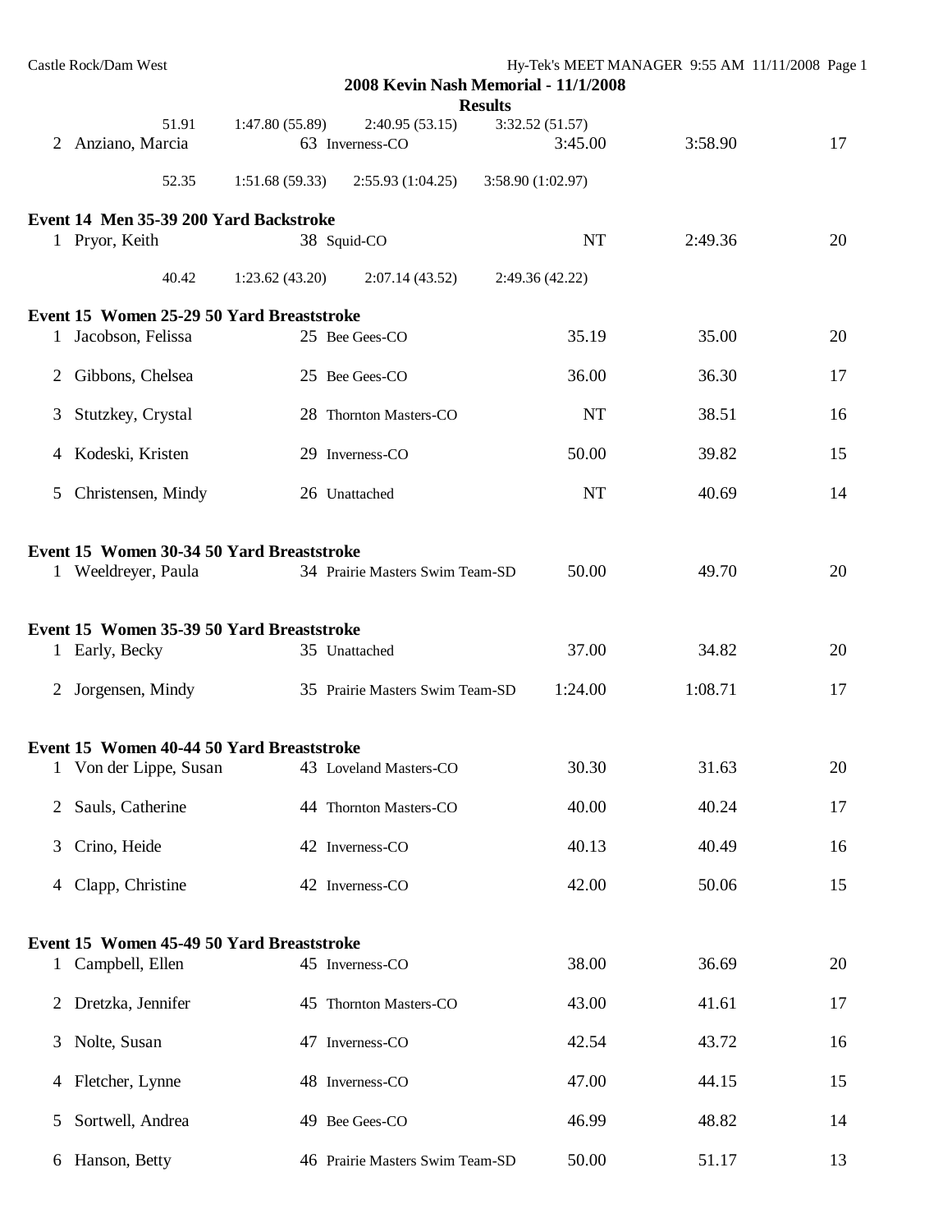## 2008 Kevin Nash Memorial - 11/1/2008

### Results

| | Name | Age | Team | Seed Time | Finals Time | Points |
|---|---|---|---|---|---|---|
| | 51.91 | 1:47.80 (55.89) | 2:40.95 (53.15) | 3:32.52 (51.57) | | |
| 2 | Anziano, Marcia | 63 | Inverness-CO | 3:45.00 | 3:58.90 | 17 |
| | 52.35 | 1:51.68 (59.33) | 2:55.93 (1:04.25) | 3:58.90 (1:02.97) | | |

**Event 14 Men 35-39 200 Yard Backstroke**

| | Name | Age | Team | Seed Time | Finals Time | Points |
|---|---|---|---|---|---|---|
| 1 | Pryor, Keith | 38 | Squid-CO | NT | 2:49.36 | 20 |
| | 40.42 | 1:23.62 (43.20) | 2:07.14 (43.52) | 2:49.36 (42.22) | | |

**Event 15 Women 25-29 50 Yard Breaststroke**

| | Name | Age | Team | Seed Time | Finals Time | Points |
|---|---|---|---|---|---|---|
| 1 | Jacobson, Felissa | 25 | Bee Gees-CO | 35.19 | 35.00 | 20 |
| 2 | Gibbons, Chelsea | 25 | Bee Gees-CO | 36.00 | 36.30 | 17 |
| 3 | Stutzkey, Crystal | 28 | Thornton Masters-CO | NT | 38.51 | 16 |
| 4 | Kodeski, Kristen | 29 | Inverness-CO | 50.00 | 39.82 | 15 |
| 5 | Christensen, Mindy | 26 | Unattached | NT | 40.69 | 14 |

**Event 15 Women 30-34 50 Yard Breaststroke**

| | Name | Age | Team | Seed Time | Finals Time | Points |
|---|---|---|---|---|---|---|
| 1 | Weeldreyer, Paula | 34 | Prairie Masters Swim Team-SD | 50.00 | 49.70 | 20 |

**Event 15 Women 35-39 50 Yard Breaststroke**

| | Name | Age | Team | Seed Time | Finals Time | Points |
|---|---|---|---|---|---|---|
| 1 | Early, Becky | 35 | Unattached | 37.00 | 34.82 | 20 |
| 2 | Jorgensen, Mindy | 35 | Prairie Masters Swim Team-SD | 1:24.00 | 1:08.71 | 17 |

**Event 15 Women 40-44 50 Yard Breaststroke**

| | Name | Age | Team | Seed Time | Finals Time | Points |
|---|---|---|---|---|---|---|
| 1 | Von der Lippe, Susan | 43 | Loveland Masters-CO | 30.30 | 31.63 | 20 |
| 2 | Sauls, Catherine | 44 | Thornton Masters-CO | 40.00 | 40.24 | 17 |
| 3 | Crino, Heide | 42 | Inverness-CO | 40.13 | 40.49 | 16 |
| 4 | Clapp, Christine | 42 | Inverness-CO | 42.00 | 50.06 | 15 |

**Event 15 Women 45-49 50 Yard Breaststroke**

| | Name | Age | Team | Seed Time | Finals Time | Points |
|---|---|---|---|---|---|---|
| 1 | Campbell, Ellen | 45 | Inverness-CO | 38.00 | 36.69 | 20 |
| 2 | Dretzka, Jennifer | 45 | Thornton Masters-CO | 43.00 | 41.61 | 17 |
| 3 | Nolte, Susan | 47 | Inverness-CO | 42.54 | 43.72 | 16 |
| 4 | Fletcher, Lynne | 48 | Inverness-CO | 47.00 | 44.15 | 15 |
| 5 | Sortwell, Andrea | 49 | Bee Gees-CO | 46.99 | 48.82 | 14 |
| 6 | Hanson, Betty | 46 | Prairie Masters Swim Team-SD | 50.00 | 51.17 | 13 |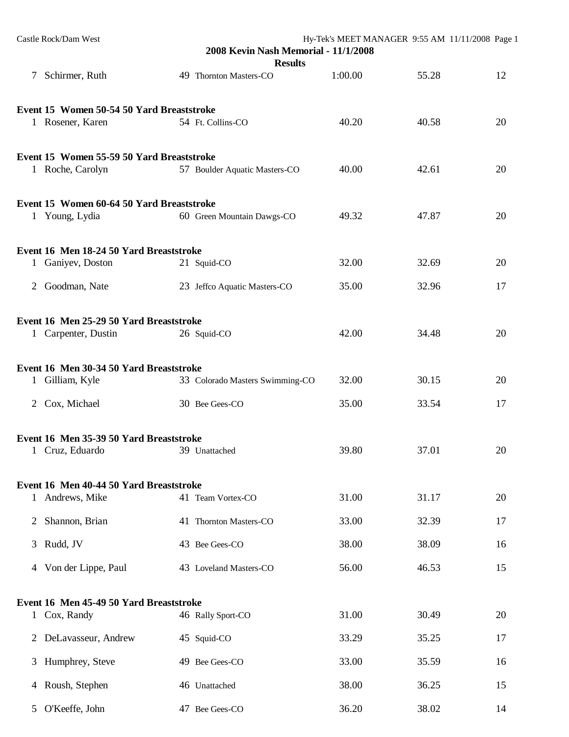## 2008 Kevin Nash Memorial - 11/1/2008

### Results

| | Name | Age | Team | Seed Time | Finals Time | Points |
|---|---|---|---|---|---|---|
| 7 | Schirmer, Ruth | 49 | Thornton Masters-CO | 1:00.00 | 55.28 | 12 |

**Event 15 Women 50-54 50 Yard Breaststroke**

| | Name | Age | Team | Seed Time | Finals Time | Points |
|---|---|---|---|---|---|---|
| 1 | Rosener, Karen | 54 | Ft. Collins-CO | 40.20 | 40.58 | 20 |

**Event 15 Women 55-59 50 Yard Breaststroke**

| | Name | Age | Team | Seed Time | Finals Time | Points |
|---|---|---|---|---|---|---|
| 1 | Roche, Carolyn | 57 | Boulder Aquatic Masters-CO | 40.00 | 42.61 | 20 |

**Event 15 Women 60-64 50 Yard Breaststroke**

| | Name | Age | Team | Seed Time | Finals Time | Points |
|---|---|---|---|---|---|---|
| 1 | Young, Lydia | 60 | Green Mountain Dawgs-CO | 49.32 | 47.87 | 20 |

**Event 16 Men 18-24 50 Yard Breaststroke**

| | Name | Age | Team | Seed Time | Finals Time | Points |
|---|---|---|---|---|---|---|
| 1 | Ganiyev, Doston | 21 | Squid-CO | 32.00 | 32.69 | 20 |
| 2 | Goodman, Nate | 23 | Jeffco Aquatic Masters-CO | 35.00 | 32.96 | 17 |

**Event 16 Men 25-29 50 Yard Breaststroke**

| | Name | Age | Team | Seed Time | Finals Time | Points |
|---|---|---|---|---|---|---|
| 1 | Carpenter, Dustin | 26 | Squid-CO | 42.00 | 34.48 | 20 |

**Event 16 Men 30-34 50 Yard Breaststroke**

| | Name | Age | Team | Seed Time | Finals Time | Points |
|---|---|---|---|---|---|---|
| 1 | Gilliam, Kyle | 33 | Colorado Masters Swimming-CO | 32.00 | 30.15 | 20 |
| 2 | Cox, Michael | 30 | Bee Gees-CO | 35.00 | 33.54 | 17 |

**Event 16 Men 35-39 50 Yard Breaststroke**

| | Name | Age | Team | Seed Time | Finals Time | Points |
|---|---|---|---|---|---|---|
| 1 | Cruz, Eduardo | 39 | Unattached | 39.80 | 37.01 | 20 |

**Event 16 Men 40-44 50 Yard Breaststroke**

| | Name | Age | Team | Seed Time | Finals Time | Points |
|---|---|---|---|---|---|---|
| 1 | Andrews, Mike | 41 | Team Vortex-CO | 31.00 | 31.17 | 20 |
| 2 | Shannon, Brian | 41 | Thornton Masters-CO | 33.00 | 32.39 | 17 |
| 3 | Rudd, JV | 43 | Bee Gees-CO | 38.00 | 38.09 | 16 |
| 4 | Von der Lippe, Paul | 43 | Loveland Masters-CO | 56.00 | 46.53 | 15 |

**Event 16 Men 45-49 50 Yard Breaststroke**

| | Name | Age | Team | Seed Time | Finals Time | Points |
|---|---|---|---|---|---|---|
| 1 | Cox, Randy | 46 | Rally Sport-CO | 31.00 | 30.49 | 20 |
| 2 | DeLavasseur, Andrew | 45 | Squid-CO | 33.29 | 35.25 | 17 |
| 3 | Humphrey, Steve | 49 | Bee Gees-CO | 33.00 | 35.59 | 16 |
| 4 | Roush, Stephen | 46 | Unattached | 38.00 | 36.25 | 15 |
| 5 | O'Keeffe, John | 47 | Bee Gees-CO | 36.20 | 38.02 | 14 |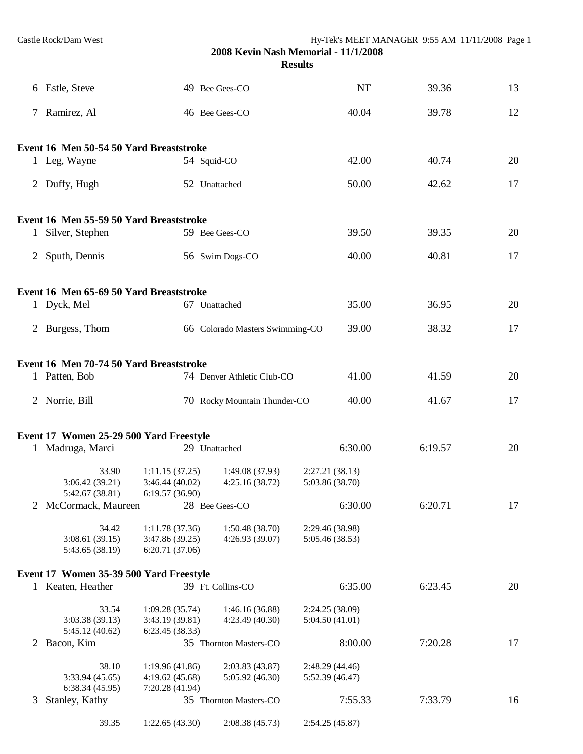**2008 Kevin Nash Memorial - 11/1/2008**

**Results**

| | Name | Age | Team | Seed Time | Finals Time | Points |
|---|---|---|---|---|---|---|
| 6 | Estle, Steve | 49 | Bee Gees-CO | NT | 39.36 | 13 |
| 7 | Ramirez, Al | 46 | Bee Gees-CO | 40.04 | 39.78 | 12 |

**Event 16 Men 50-54 50 Yard Breaststroke**

| | Name | Age | Team | Seed Time | Finals Time | Points |
|---|---|---|---|---|---|---|
| 1 | Leg, Wayne | 54 | Squid-CO | 42.00 | 40.74 | 20 |
| 2 | Duffy, Hugh | 52 | Unattached | 50.00 | 42.62 | 17 |

**Event 16 Men 55-59 50 Yard Breaststroke**

| | Name | Age | Team | Seed Time | Finals Time | Points |
|---|---|---|---|---|---|---|
| 1 | Silver, Stephen | 59 | Bee Gees-CO | 39.50 | 39.35 | 20 |
| 2 | Sputh, Dennis | 56 | Swim Dogs-CO | 40.00 | 40.81 | 17 |

**Event 16 Men 65-69 50 Yard Breaststroke**

| | Name | Age | Team | Seed Time | Finals Time | Points |
|---|---|---|---|---|---|---|
| 1 | Dyck, Mel | 67 | Unattached | 35.00 | 36.95 | 20 |
| 2 | Burgess, Thom | 66 | Colorado Masters Swimming-CO | 39.00 | 38.32 | 17 |

**Event 16 Men 70-74 50 Yard Breaststroke**

| | Name | Age | Team | Seed Time | Finals Time | Points |
|---|---|---|---|---|---|---|
| 1 | Patten, Bob | 74 | Denver Athletic Club-CO | 41.00 | 41.59 | 20 |
| 2 | Norrie, Bill | 70 | Rocky Mountain Thunder-CO | 40.00 | 41.67 | 17 |

**Event 17 Women 25-29 500 Yard Freestyle**

| | Name | Age | Team | Seed Time | Finals Time | Points |
|---|---|---|---|---|---|---|
| 1 | Madruga, Marci | 29 | Unattached | 6:30.00 | 6:19.57 | 20 |

33.90 | 1:11.15 (37.25) | 1:49.08 (37.93) | 2:27.21 (38.13)
3:06.42 (39.21) | 3:46.44 (40.02) | 4:25.16 (38.72) | 5:03.86 (38.70)
5:42.67 (38.81) | 6:19.57 (36.90)

| | Name | Age | Team | Seed Time | Finals Time | Points |
|---|---|---|---|---|---|---|
| 2 | McCormack, Maureen | 28 | Bee Gees-CO | 6:30.00 | 6:20.71 | 17 |

34.42 | 1:11.78 (37.36) | 1:50.48 (38.70) | 2:29.46 (38.98)
3:08.61 (39.15) | 3:47.86 (39.25) | 4:26.93 (39.07) | 5:05.46 (38.53)
5:43.65 (38.19) | 6:20.71 (37.06)

**Event 17 Women 35-39 500 Yard Freestyle**

| | Name | Age | Team | Seed Time | Finals Time | Points |
|---|---|---|---|---|---|---|
| 1 | Keaten, Heather | 39 | Ft. Collins-CO | 6:35.00 | 6:23.45 | 20 |

33.54 | 1:09.28 (35.74) | 1:46.16 (36.88) | 2:24.25 (38.09)
3:03.38 (39.13) | 3:43.19 (39.81) | 4:23.49 (40.30) | 5:04.50 (41.01)
5:45.12 (40.62) | 6:23.45 (38.33)

| | Name | Age | Team | Seed Time | Finals Time | Points |
|---|---|---|---|---|---|---|
| 2 | Bacon, Kim | 35 | Thornton Masters-CO | 8:00.00 | 7:20.28 | 17 |

38.10 | 1:19.96 (41.86) | 2:03.83 (43.87) | 2:48.29 (44.46)
3:33.94 (45.65) | 4:19.62 (45.68) | 5:05.92 (46.30) | 5:52.39 (46.47)
6:38.34 (45.95) | 7:20.28 (41.94)

| | Name | Age | Team | Seed Time | Finals Time | Points |
|---|---|---|---|---|---|---|
| 3 | Stanley, Kathy | 35 | Thornton Masters-CO | 7:55.33 | 7:33.79 | 16 |

39.35 | 1:22.65 (43.30) | 2:08.38 (45.73) | 2:54.25 (45.87)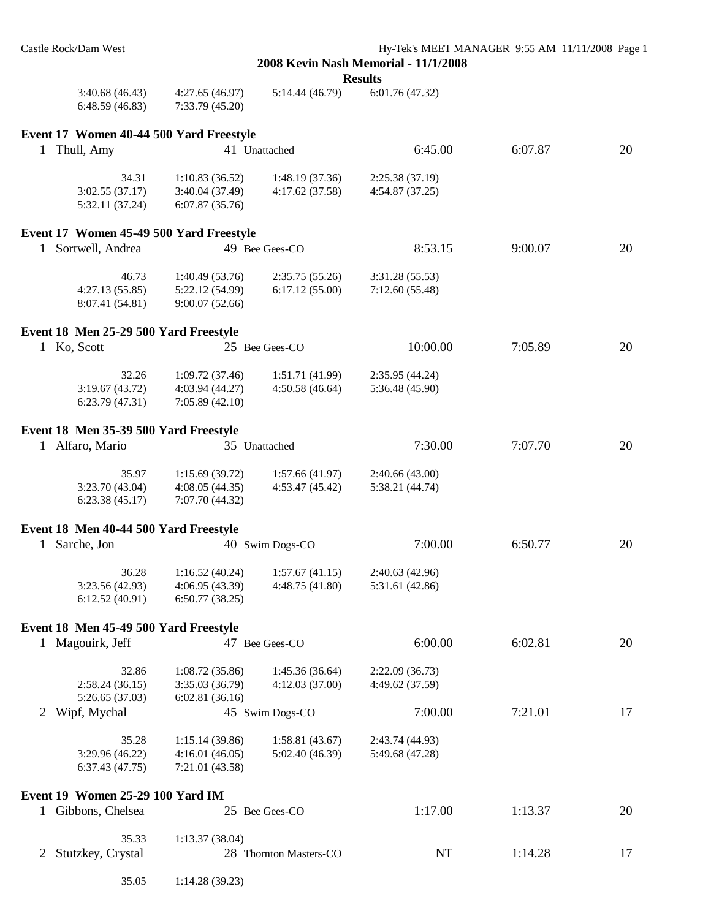## 2008 Kevin Nash Memorial - 11/1/2008

### Results

```
3:40.68 (46.43)    4:27.65 (46.97)    5:14.44 (46.79)    6:01.76 (47.32)
6:48.59 (46.83)    7:33.79 (45.20)
```

**Event 17 Women 40-44 500 Yard Freestyle**

| | Name | Age | Team | Seed Time | Finals Time | Points |
|---|---|---|---|---|---|---|
| 1 | Thull, Amy | 41 | Unattached | 6:45.00 | 6:07.87 | 20 |

```
34.31              1:10.83 (36.52)    1:48.19 (37.36)    2:25.38 (37.19)
3:02.55 (37.17)    3:40.04 (37.49)    4:17.62 (37.58)    4:54.87 (37.25)
5:32.11 (37.24)    6:07.87 (35.76)
```

**Event 17 Women 45-49 500 Yard Freestyle**

| | Name | Age | Team | Seed Time | Finals Time | Points |
|---|---|---|---|---|---|---|
| 1 | Sortwell, Andrea | 49 | Bee Gees-CO | 8:53.15 | 9:00.07 | 20 |

```
46.73              1:40.49 (53.76)    2:35.75 (55.26)    3:31.28 (55.53)
4:27.13 (55.85)    5:22.12 (54.99)    6:17.12 (55.00)    7:12.60 (55.48)
8:07.41 (54.81)    9:00.07 (52.66)
```

**Event 18 Men 25-29 500 Yard Freestyle**

| | Name | Age | Team | Seed Time | Finals Time | Points |
|---|---|---|---|---|---|---|
| 1 | Ko, Scott | 25 | Bee Gees-CO | 10:00.00 | 7:05.89 | 20 |

```
32.26              1:09.72 (37.46)    1:51.71 (41.99)    2:35.95 (44.24)
3:19.67 (43.72)    4:03.94 (44.27)    4:50.58 (46.64)    5:36.48 (45.90)
6:23.79 (47.31)    7:05.89 (42.10)
```

**Event 18 Men 35-39 500 Yard Freestyle**

| | Name | Age | Team | Seed Time | Finals Time | Points |
|---|---|---|---|---|---|---|
| 1 | Alfaro, Mario | 35 | Unattached | 7:30.00 | 7:07.70 | 20 |

```
35.97              1:15.69 (39.72)    1:57.66 (41.97)    2:40.66 (43.00)
3:23.70 (43.04)    4:08.05 (44.35)    4:53.47 (45.42)    5:38.21 (44.74)
6:23.38 (45.17)    7:07.70 (44.32)
```

**Event 18 Men 40-44 500 Yard Freestyle**

| | Name | Age | Team | Seed Time | Finals Time | Points |
|---|---|---|---|---|---|---|
| 1 | Sarche, Jon | 40 | Swim Dogs-CO | 7:00.00 | 6:50.77 | 20 |

```
36.28              1:16.52 (40.24)    1:57.67 (41.15)    2:40.63 (42.96)
3:23.56 (42.93)    4:06.95 (43.39)    4:48.75 (41.80)    5:31.61 (42.86)
6:12.52 (40.91)    6:50.77 (38.25)
```

**Event 18 Men 45-49 500 Yard Freestyle**

| | Name | Age | Team | Seed Time | Finals Time | Points |
|---|---|---|---|---|---|---|
| 1 | Magouirk, Jeff | 47 | Bee Gees-CO | 6:00.00 | 6:02.81 | 20 |

```
32.86              1:08.72 (35.86)    1:45.36 (36.64)    2:22.09 (36.73)
2:58.24 (36.15)    3:35.03 (36.79)    4:12.03 (37.00)    4:49.62 (37.59)
5:26.65 (37.03)    6:02.81 (36.16)
```

| | Name | Age | Team | Seed Time | Finals Time | Points |
|---|---|---|---|---|---|---|
| 2 | Wipf, Mychal | 45 | Swim Dogs-CO | 7:00.00 | 7:21.01 | 17 |

```
35.28              1:15.14 (39.86)    1:58.81 (43.67)    2:43.74 (44.93)
3:29.96 (46.22)    4:16.01 (46.05)    5:02.40 (46.39)    5:49.68 (47.28)
6:37.43 (47.75)    7:21.01 (43.58)
```

**Event 19 Women 25-29 100 Yard IM**

| | Name | Age | Team | Seed Time | Finals Time | Points |
|---|---|---|---|---|---|---|
| 1 | Gibbons, Chelsea | 25 | Bee Gees-CO | 1:17.00 | 1:13.37 | 20 |

```
35.33              1:13.37 (38.04)
```

| | Name | Age | Team | Seed Time | Finals Time | Points |
|---|---|---|---|---|---|---|
| 2 | Stutzkey, Crystal | 28 | Thornton Masters-CO | NT | 1:14.28 | 17 |

```
35.05              1:14.28 (39.23)
```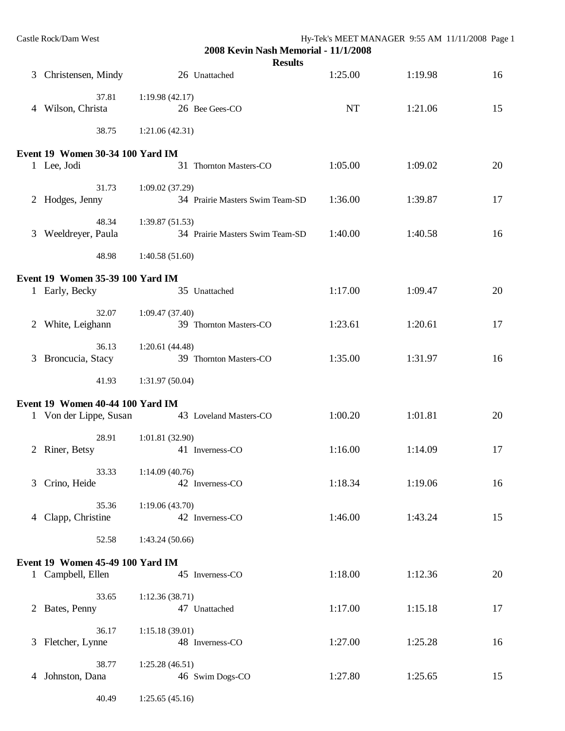## 2008 Kevin Nash Memorial - 11/1/2008

### Results

| | Name | Age | Team | Seed Time | Finals Time | Points |
|---|---|---|---|---|---|---|
| 3 | Christensen, Mindy | 26 | Unattached | 1:25.00 | 1:19.98 | 16 |
| | 37.81 | | 1:19.98 (42.17) | | | |
| 4 | Wilson, Christa | 26 | Bee Gees-CO | NT | 1:21.06 | 15 |
| | 38.75 | | 1:21.06 (42.31) | | | |

### Event 19 Women 30-34 100 Yard IM

| | Name | Age | Team | Seed Time | Finals Time | Points |
|---|---|---|---|---|---|---|
| 1 | Lee, Jodi | 31 | Thornton Masters-CO | 1:05.00 | 1:09.02 | 20 |
| | 31.73 | | 1:09.02 (37.29) | | | |
| 2 | Hodges, Jenny | 34 | Prairie Masters Swim Team-SD | 1:36.00 | 1:39.87 | 17 |
| | 48.34 | | 1:39.87 (51.53) | | | |
| 3 | Weeldreyer, Paula | 34 | Prairie Masters Swim Team-SD | 1:40.00 | 1:40.58 | 16 |
| | 48.98 | | 1:40.58 (51.60) | | | |

### Event 19 Women 35-39 100 Yard IM

| | Name | Age | Team | Seed Time | Finals Time | Points |
|---|---|---|---|---|---|---|
| 1 | Early, Becky | 35 | Unattached | 1:17.00 | 1:09.47 | 20 |
| | 32.07 | | 1:09.47 (37.40) | | | |
| 2 | White, Leighann | 39 | Thornton Masters-CO | 1:23.61 | 1:20.61 | 17 |
| | 36.13 | | 1:20.61 (44.48) | | | |
| 3 | Broncucia, Stacy | 39 | Thornton Masters-CO | 1:35.00 | 1:31.97 | 16 |
| | 41.93 | | 1:31.97 (50.04) | | | |

### Event 19 Women 40-44 100 Yard IM

| | Name | Age | Team | Seed Time | Finals Time | Points |
|---|---|---|---|---|---|---|
| 1 | Von der Lippe, Susan | 43 | Loveland Masters-CO | 1:00.20 | 1:01.81 | 20 |
| | 28.91 | | 1:01.81 (32.90) | | | |
| 2 | Riner, Betsy | 41 | Inverness-CO | 1:16.00 | 1:14.09 | 17 |
| | 33.33 | | 1:14.09 (40.76) | | | |
| 3 | Crino, Heide | 42 | Inverness-CO | 1:18.34 | 1:19.06 | 16 |
| | 35.36 | | 1:19.06 (43.70) | | | |
| 4 | Clapp, Christine | 42 | Inverness-CO | 1:46.00 | 1:43.24 | 15 |
| | 52.58 | | 1:43.24 (50.66) | | | |

### Event 19 Women 45-49 100 Yard IM

| | Name | Age | Team | Seed Time | Finals Time | Points |
|---|---|---|---|---|---|---|
| 1 | Campbell, Ellen | 45 | Inverness-CO | 1:18.00 | 1:12.36 | 20 |
| | 33.65 | | 1:12.36 (38.71) | | | |
| 2 | Bates, Penny | 47 | Unattached | 1:17.00 | 1:15.18 | 17 |
| | 36.17 | | 1:15.18 (39.01) | | | |
| 3 | Fletcher, Lynne | 48 | Inverness-CO | 1:27.00 | 1:25.28 | 16 |
| | 38.77 | | 1:25.28 (46.51) | | | |
| 4 | Johnston, Dana | 46 | Swim Dogs-CO | 1:27.80 | 1:25.65 | 15 |
| | 40.49 | | 1:25.65 (45.16) | | | |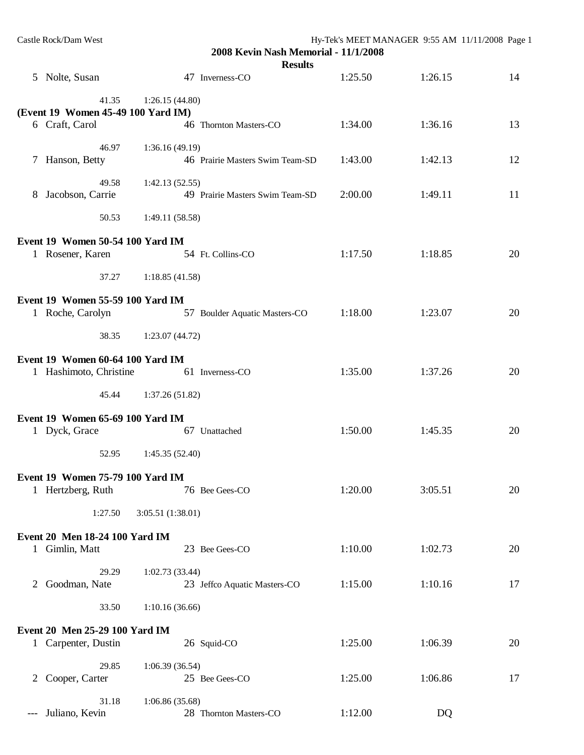## 2008 Kevin Nash Memorial - 11/1/2008

### Results

| | Name | Age | Team | Seed Time | Finals Time | Points |
|---|---|---|---|---|---|---|
| 5 | Nolte, Susan | 47 | Inverness-CO | 1:25.50 | 1:26.15 | 14 |
| | 41.35 | 1:26.15 (44.80) | | | | |

**(Event 19 Women 45-49 100 Yard IM)**

| | Name | Age | Team | Seed Time | Finals Time | Points |
|---|---|---|---|---|---|---|
| 6 | Craft, Carol | 46 | Thornton Masters-CO | 1:34.00 | 1:36.16 | 13 |
| | 46.97 | 1:36.16 (49.19) | | | | |
| 7 | Hanson, Betty | 46 | Prairie Masters Swim Team-SD | 1:43.00 | 1:42.13 | 12 |
| | 49.58 | 1:42.13 (52.55) | | | | |
| 8 | Jacobson, Carrie | 49 | Prairie Masters Swim Team-SD | 2:00.00 | 1:49.11 | 11 |
| | 50.53 | 1:49.11 (58.58) | | | | |

**Event 19 Women 50-54 100 Yard IM**

| | Name | Age | Team | Seed Time | Finals Time | Points |
|---|---|---|---|---|---|---|
| 1 | Rosener, Karen | 54 | Ft. Collins-CO | 1:17.50 | 1:18.85 | 20 |
| | 37.27 | 1:18.85 (41.58) | | | | |

**Event 19 Women 55-59 100 Yard IM**

| | Name | Age | Team | Seed Time | Finals Time | Points |
|---|---|---|---|---|---|---|
| 1 | Roche, Carolyn | 57 | Boulder Aquatic Masters-CO | 1:18.00 | 1:23.07 | 20 |
| | 38.35 | 1:23.07 (44.72) | | | | |

**Event 19 Women 60-64 100 Yard IM**

| | Name | Age | Team | Seed Time | Finals Time | Points |
|---|---|---|---|---|---|---|
| 1 | Hashimoto, Christine | 61 | Inverness-CO | 1:35.00 | 1:37.26 | 20 |
| | 45.44 | 1:37.26 (51.82) | | | | |

**Event 19 Women 65-69 100 Yard IM**

| | Name | Age | Team | Seed Time | Finals Time | Points |
|---|---|---|---|---|---|---|
| 1 | Dyck, Grace | 67 | Unattached | 1:50.00 | 1:45.35 | 20 |
| | 52.95 | 1:45.35 (52.40) | | | | |

**Event 19 Women 75-79 100 Yard IM**

| | Name | Age | Team | Seed Time | Finals Time | Points |
|---|---|---|---|---|---|---|
| 1 | Hertzberg, Ruth | 76 | Bee Gees-CO | 1:20.00 | 3:05.51 | 20 |
| | 1:27.50 | 3:05.51 (1:38.01) | | | | |

**Event 20 Men 18-24 100 Yard IM**

| | Name | Age | Team | Seed Time | Finals Time | Points |
|---|---|---|---|---|---|---|
| 1 | Gimlin, Matt | 23 | Bee Gees-CO | 1:10.00 | 1:02.73 | 20 |
| | 29.29 | 1:02.73 (33.44) | | | | |
| 2 | Goodman, Nate | 23 | Jeffco Aquatic Masters-CO | 1:15.00 | 1:10.16 | 17 |
| | 33.50 | 1:10.16 (36.66) | | | | |

**Event 20 Men 25-29 100 Yard IM**

| | Name | Age | Team | Seed Time | Finals Time | Points |
|---|---|---|---|---|---|---|
| 1 | Carpenter, Dustin | 26 | Squid-CO | 1:25.00 | 1:06.39 | 20 |
| | 29.85 | 1:06.39 (36.54) | | | | |
| 2 | Cooper, Carter | 25 | Bee Gees-CO | 1:25.00 | 1:06.86 | 17 |
| | 31.18 | 1:06.86 (35.68) | | | | |
| --- | Juliano, Kevin | 28 | Thornton Masters-CO | 1:12.00 | DQ | |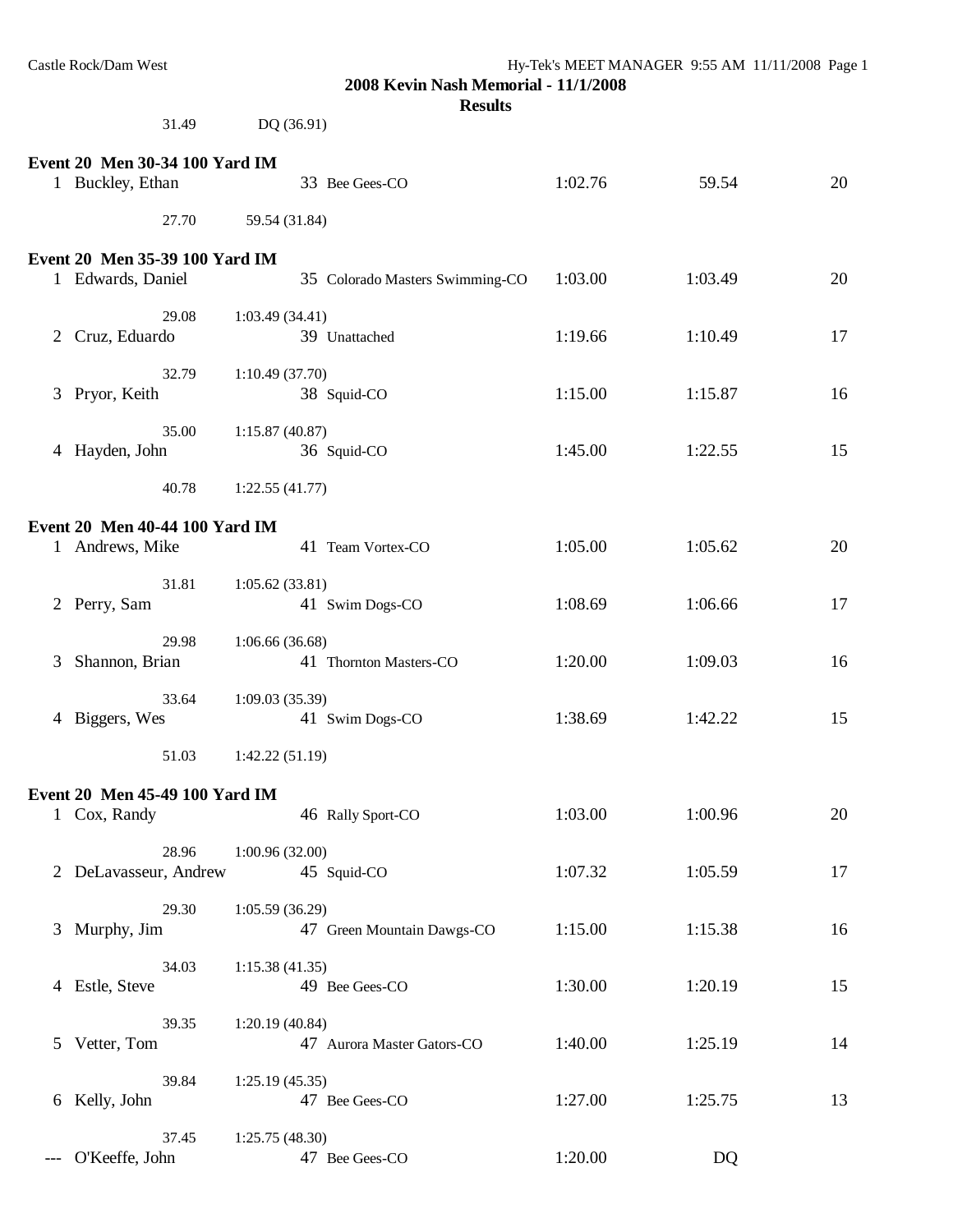**2008 Kevin Nash Memorial - 11/1/2008**

**Results**

31.49 DQ (36.91)

**Event 20 Men 30-34 100 Yard IM**

| Place | Name | Age | Team | Seed Time | Finals Time | Points |
|---|---|---|---|---|---|---|
| 1 | Buckley, Ethan | 33 | Bee Gees-CO | 1:02.76 | 59.54 | 20 |
| | 27.70 | 59.54 (31.84) | | | | |

**Event 20 Men 35-39 100 Yard IM**

| Place | Name | Age | Team | Seed Time | Finals Time | Points |
|---|---|---|---|---|---|---|
| 1 | Edwards, Daniel | 35 | Colorado Masters Swimming-CO | 1:03.00 | 1:03.49 | 20 |
| | 29.08 | 1:03.49 (34.41) | | | | |
| 2 | Cruz, Eduardo | 39 | Unattached | 1:19.66 | 1:10.49 | 17 |
| | 32.79 | 1:10.49 (37.70) | | | | |
| 3 | Pryor, Keith | 38 | Squid-CO | 1:15.00 | 1:15.87 | 16 |
| | 35.00 | 1:15.87 (40.87) | | | | |
| 4 | Hayden, John | 36 | Squid-CO | 1:45.00 | 1:22.55 | 15 |
| | 40.78 | 1:22.55 (41.77) | | | | |

**Event 20 Men 40-44 100 Yard IM**

| Place | Name | Age | Team | Seed Time | Finals Time | Points |
|---|---|---|---|---|---|---|
| 1 | Andrews, Mike | 41 | Team Vortex-CO | 1:05.00 | 1:05.62 | 20 |
| | 31.81 | 1:05.62 (33.81) | | | | |
| 2 | Perry, Sam | 41 | Swim Dogs-CO | 1:08.69 | 1:06.66 | 17 |
| | 29.98 | 1:06.66 (36.68) | | | | |
| 3 | Shannon, Brian | 41 | Thornton Masters-CO | 1:20.00 | 1:09.03 | 16 |
| | 33.64 | 1:09.03 (35.39) | | | | |
| 4 | Biggers, Wes | 41 | Swim Dogs-CO | 1:38.69 | 1:42.22 | 15 |
| | 51.03 | 1:42.22 (51.19) | | | | |

**Event 20 Men 45-49 100 Yard IM**

| Place | Name | Age | Team | Seed Time | Finals Time | Points |
|---|---|---|---|---|---|---|
| 1 | Cox, Randy | 46 | Rally Sport-CO | 1:03.00 | 1:00.96 | 20 |
| | 28.96 | 1:00.96 (32.00) | | | | |
| 2 | DeLavasseur, Andrew | 45 | Squid-CO | 1:07.32 | 1:05.59 | 17 |
| | 29.30 | 1:05.59 (36.29) | | | | |
| 3 | Murphy, Jim | 47 | Green Mountain Dawgs-CO | 1:15.00 | 1:15.38 | 16 |
| | 34.03 | 1:15.38 (41.35) | | | | |
| 4 | Estle, Steve | 49 | Bee Gees-CO | 1:30.00 | 1:20.19 | 15 |
| | 39.35 | 1:20.19 (40.84) | | | | |
| 5 | Vetter, Tom | 47 | Aurora Master Gators-CO | 1:40.00 | 1:25.19 | 14 |
| | 39.84 | 1:25.19 (45.35) | | | | |
| 6 | Kelly, John | 47 | Bee Gees-CO | 1:27.00 | 1:25.75 | 13 |
| | 37.45 | 1:25.75 (48.30) | | | | |
| --- | O'Keeffe, John | 47 | Bee Gees-CO | 1:20.00 | DQ | |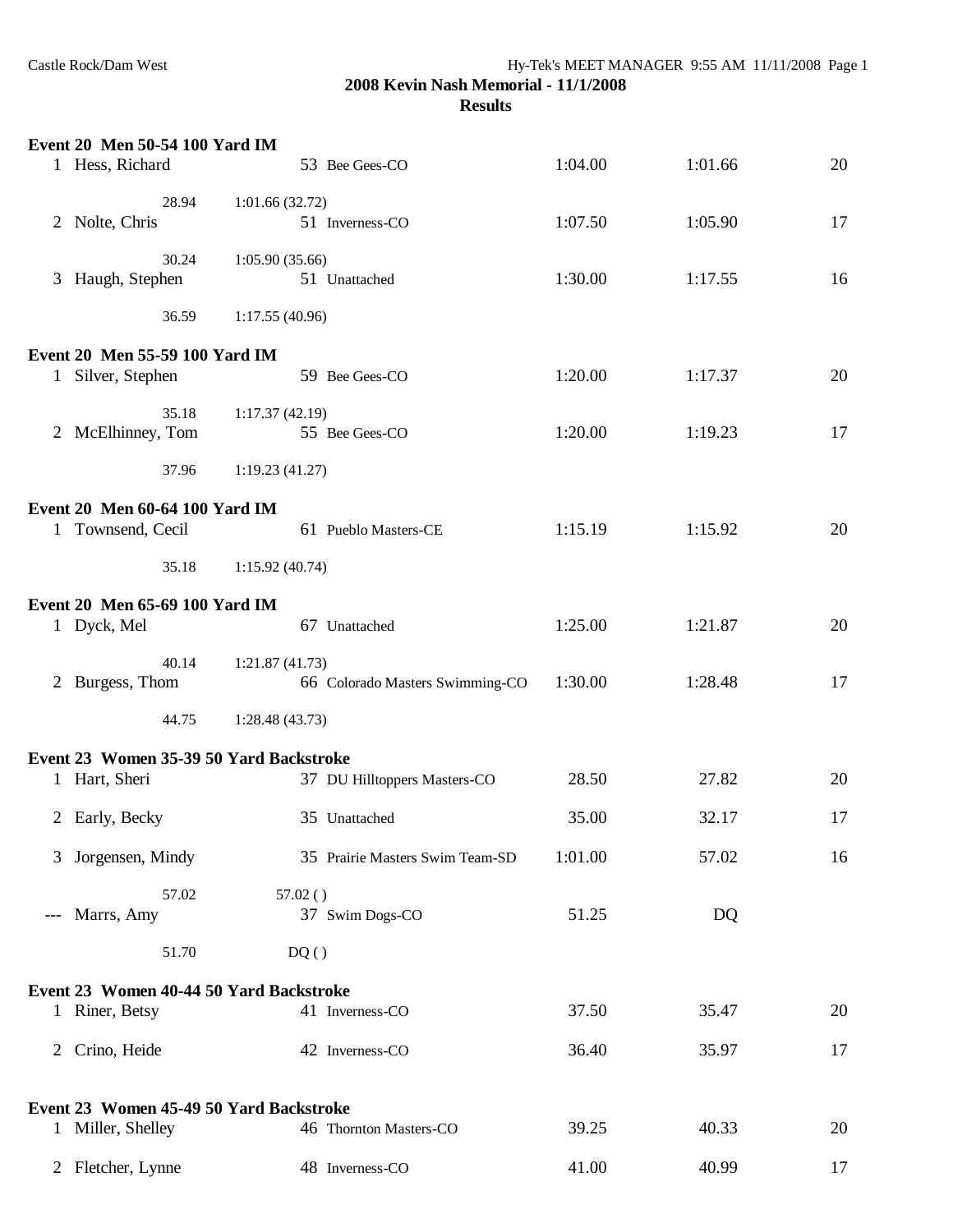## 2008 Kevin Nash Memorial - 11/1/2008

### Results

**Event 20 Men 50-54 100 Yard IM**

| Place | Name | Age | Team | Seed Time | Finals Time | Points |
|---|---|---|---|---|---|---|
| 1 | Hess, Richard | 53 | Bee Gees-CO | 1:04.00 | 1:01.66 | 20 |
| | 28.94 | 1:01.66 (32.72) | | | | |
| 2 | Nolte, Chris | 51 | Inverness-CO | 1:07.50 | 1:05.90 | 17 |
| | 30.24 | 1:05.90 (35.66) | | | | |
| 3 | Haugh, Stephen | 51 | Unattached | 1:30.00 | 1:17.55 | 16 |
| | 36.59 | 1:17.55 (40.96) | | | | |

**Event 20 Men 55-59 100 Yard IM**

| Place | Name | Age | Team | Seed Time | Finals Time | Points |
|---|---|---|---|---|---|---|
| 1 | Silver, Stephen | 59 | Bee Gees-CO | 1:20.00 | 1:17.37 | 20 |
| | 35.18 | 1:17.37 (42.19) | | | | |
| 2 | McElhinney, Tom | 55 | Bee Gees-CO | 1:20.00 | 1:19.23 | 17 |
| | 37.96 | 1:19.23 (41.27) | | | | |

**Event 20 Men 60-64 100 Yard IM**

| Place | Name | Age | Team | Seed Time | Finals Time | Points |
|---|---|---|---|---|---|---|
| 1 | Townsend, Cecil | 61 | Pueblo Masters-CE | 1:15.19 | 1:15.92 | 20 |
| | 35.18 | 1:15.92 (40.74) | | | | |

**Event 20 Men 65-69 100 Yard IM**

| Place | Name | Age | Team | Seed Time | Finals Time | Points |
|---|---|---|---|---|---|---|
| 1 | Dyck, Mel | 67 | Unattached | 1:25.00 | 1:21.87 | 20 |
| | 40.14 | 1:21.87 (41.73) | | | | |
| 2 | Burgess, Thom | 66 | Colorado Masters Swimming-CO | 1:30.00 | 1:28.48 | 17 |
| | 44.75 | 1:28.48 (43.73) | | | | |

**Event 23 Women 35-39 50 Yard Backstroke**

| Place | Name | Age | Team | Seed Time | Finals Time | Points |
|---|---|---|---|---|---|---|
| 1 | Hart, Sheri | 37 | DU Hilltoppers Masters-CO | 28.50 | 27.82 | 20 |
| 2 | Early, Becky | 35 | Unattached | 35.00 | 32.17 | 17 |
| 3 | Jorgensen, Mindy | 35 | Prairie Masters Swim Team-SD | 1:01.00 | 57.02 | 16 |
| | 57.02 | 57.02 ( ) | | | | |
| --- | Marrs, Amy | 37 | Swim Dogs-CO | 51.25 | DQ | |
| | 51.70 | DQ ( ) | | | | |

**Event 23 Women 40-44 50 Yard Backstroke**

| Place | Name | Age | Team | Seed Time | Finals Time | Points |
|---|---|---|---|---|---|---|
| 1 | Riner, Betsy | 41 | Inverness-CO | 37.50 | 35.47 | 20 |
| 2 | Crino, Heide | 42 | Inverness-CO | 36.40 | 35.97 | 17 |

**Event 23 Women 45-49 50 Yard Backstroke**

| Place | Name | Age | Team | Seed Time | Finals Time | Points |
|---|---|---|---|---|---|---|
| 1 | Miller, Shelley | 46 | Thornton Masters-CO | 39.25 | 40.33 | 20 |
| 2 | Fletcher, Lynne | 48 | Inverness-CO | 41.00 | 40.99 | 17 |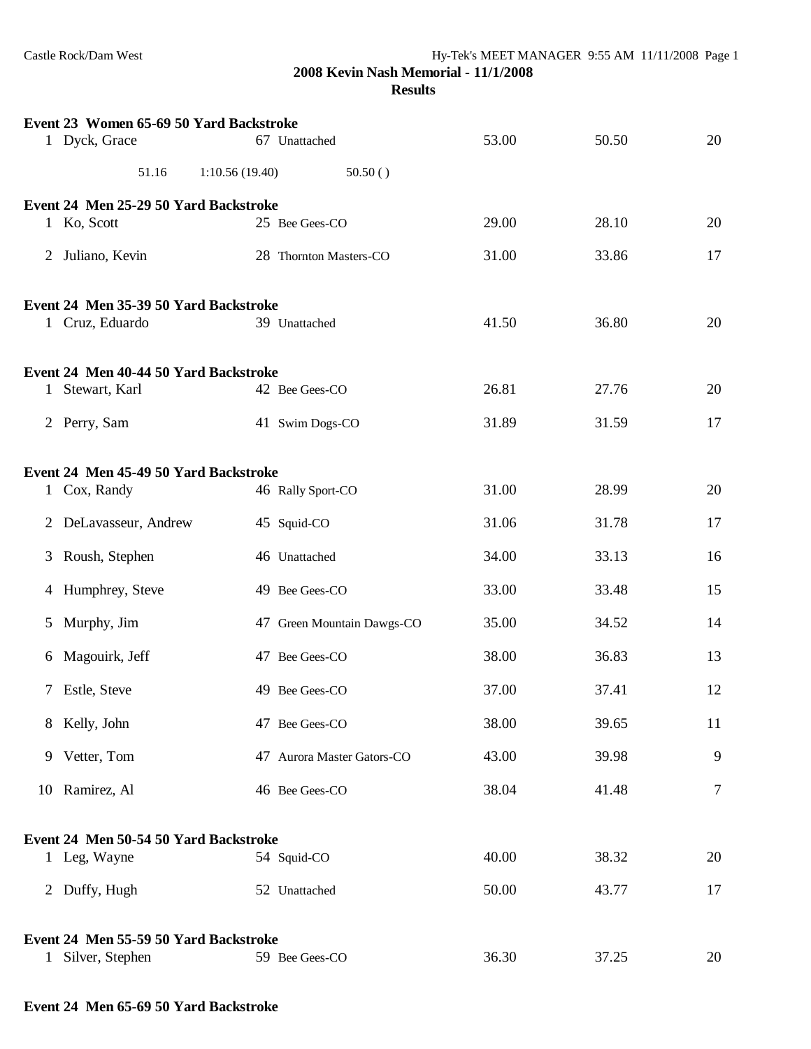## 2008 Kevin Nash Memorial - 11/1/2008

### Results

**Event 23 Women 65-69 50 Yard Backstroke**

| | Name | Age | Team | Seed | Finals | Points |
|---|---|---|---|---|---|---|
| 1 | Dyck, Grace | 67 | Unattached | 53.00 | 50.50 | 20 |

51.16 1:10.56 (19.40) 50.50 ( )

**Event 24 Men 25-29 50 Yard Backstroke**

| | Name | Age | Team | Seed | Finals | Points |
|---|---|---|---|---|---|---|
| 1 | Ko, Scott | 25 | Bee Gees-CO | 29.00 | 28.10 | 20 |
| 2 | Juliano, Kevin | 28 | Thornton Masters-CO | 31.00 | 33.86 | 17 |

**Event 24 Men 35-39 50 Yard Backstroke**

| | Name | Age | Team | Seed | Finals | Points |
|---|---|---|---|---|---|---|
| 1 | Cruz, Eduardo | 39 | Unattached | 41.50 | 36.80 | 20 |

**Event 24 Men 40-44 50 Yard Backstroke**

| | Name | Age | Team | Seed | Finals | Points |
|---|---|---|---|---|---|---|
| 1 | Stewart, Karl | 42 | Bee Gees-CO | 26.81 | 27.76 | 20 |
| 2 | Perry, Sam | 41 | Swim Dogs-CO | 31.89 | 31.59 | 17 |

**Event 24 Men 45-49 50 Yard Backstroke**

| | Name | Age | Team | Seed | Finals | Points |
|---|---|---|---|---|---|---|
| 1 | Cox, Randy | 46 | Rally Sport-CO | 31.00 | 28.99 | 20 |
| 2 | DeLavasseur, Andrew | 45 | Squid-CO | 31.06 | 31.78 | 17 |
| 3 | Roush, Stephen | 46 | Unattached | 34.00 | 33.13 | 16 |
| 4 | Humphrey, Steve | 49 | Bee Gees-CO | 33.00 | 33.48 | 15 |
| 5 | Murphy, Jim | 47 | Green Mountain Dawgs-CO | 35.00 | 34.52 | 14 |
| 6 | Magouirk, Jeff | 47 | Bee Gees-CO | 38.00 | 36.83 | 13 |
| 7 | Estle, Steve | 49 | Bee Gees-CO | 37.00 | 37.41 | 12 |
| 8 | Kelly, John | 47 | Bee Gees-CO | 38.00 | 39.65 | 11 |
| 9 | Vetter, Tom | 47 | Aurora Master Gators-CO | 43.00 | 39.98 | 9 |
| 10 | Ramirez, Al | 46 | Bee Gees-CO | 38.04 | 41.48 | 7 |

**Event 24 Men 50-54 50 Yard Backstroke**

| | Name | Age | Team | Seed | Finals | Points |
|---|---|---|---|---|---|---|
| 1 | Leg, Wayne | 54 | Squid-CO | 40.00 | 38.32 | 20 |
| 2 | Duffy, Hugh | 52 | Unattached | 50.00 | 43.77 | 17 |

**Event 24 Men 55-59 50 Yard Backstroke**

| | Name | Age | Team | Seed | Finals | Points |
|---|---|---|---|---|---|---|
| 1 | Silver, Stephen | 59 | Bee Gees-CO | 36.30 | 37.25 | 20 |

**Event 24 Men 65-69 50 Yard Backstroke**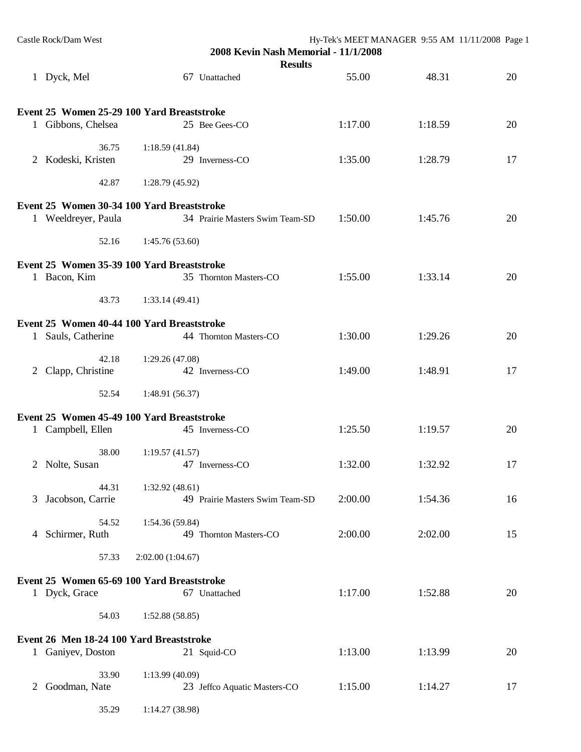## 2008 Kevin Nash Memorial - 11/1/2008

### Results

| | Name | Age | Team | Seed Time | Finals Time | Points |
|---|---|---|---|---|---|---|
| 1 | Dyck, Mel | 67 | Unattached | 55.00 | 48.31 | 20 |

**Event 25 Women 25-29 100 Yard Breaststroke**

| | Name | Age | Team | Seed Time | Finals Time | Points |
|---|---|---|---|---|---|---|
| 1 | Gibbons, Chelsea | 25 | Bee Gees-CO | 1:17.00 | 1:18.59 | 20 |
| | 36.75 | 1:18.59 (41.84) | | | | |
| 2 | Kodeski, Kristen | 29 | Inverness-CO | 1:35.00 | 1:28.79 | 17 |
| | 42.87 | 1:28.79 (45.92) | | | | |

**Event 25 Women 30-34 100 Yard Breaststroke**

| | Name | Age | Team | Seed Time | Finals Time | Points |
|---|---|---|---|---|---|---|
| 1 | Weeldreyer, Paula | 34 | Prairie Masters Swim Team-SD | 1:50.00 | 1:45.76 | 20 |
| | 52.16 | 1:45.76 (53.60) | | | | |

**Event 25 Women 35-39 100 Yard Breaststroke**

| | Name | Age | Team | Seed Time | Finals Time | Points |
|---|---|---|---|---|---|---|
| 1 | Bacon, Kim | 35 | Thornton Masters-CO | 1:55.00 | 1:33.14 | 20 |
| | 43.73 | 1:33.14 (49.41) | | | | |

**Event 25 Women 40-44 100 Yard Breaststroke**

| | Name | Age | Team | Seed Time | Finals Time | Points |
|---|---|---|---|---|---|---|
| 1 | Sauls, Catherine | 44 | Thornton Masters-CO | 1:30.00 | 1:29.26 | 20 |
| | 42.18 | 1:29.26 (47.08) | | | | |
| 2 | Clapp, Christine | 42 | Inverness-CO | 1:49.00 | 1:48.91 | 17 |
| | 52.54 | 1:48.91 (56.37) | | | | |

**Event 25 Women 45-49 100 Yard Breaststroke**

| | Name | Age | Team | Seed Time | Finals Time | Points |
|---|---|---|---|---|---|---|
| 1 | Campbell, Ellen | 45 | Inverness-CO | 1:25.50 | 1:19.57 | 20 |
| | 38.00 | 1:19.57 (41.57) | | | | |
| 2 | Nolte, Susan | 47 | Inverness-CO | 1:32.00 | 1:32.92 | 17 |
| | 44.31 | 1:32.92 (48.61) | | | | |
| 3 | Jacobson, Carrie | 49 | Prairie Masters Swim Team-SD | 2:00.00 | 1:54.36 | 16 |
| | 54.52 | 1:54.36 (59.84) | | | | |
| 4 | Schirmer, Ruth | 49 | Thornton Masters-CO | 2:00.00 | 2:02.00 | 15 |
| | 57.33 | 2:02.00 (1:04.67) | | | | |

**Event 25 Women 65-69 100 Yard Breaststroke**

| | Name | Age | Team | Seed Time | Finals Time | Points |
|---|---|---|---|---|---|---|
| 1 | Dyck, Grace | 67 | Unattached | 1:17.00 | 1:52.88 | 20 |
| | 54.03 | 1:52.88 (58.85) | | | | |

**Event 26 Men 18-24 100 Yard Breaststroke**

| | Name | Age | Team | Seed Time | Finals Time | Points |
|---|---|---|---|---|---|---|
| 1 | Ganiyev, Doston | 21 | Squid-CO | 1:13.00 | 1:13.99 | 20 |
| | 33.90 | 1:13.99 (40.09) | | | | |
| 2 | Goodman, Nate | 23 | Jeffco Aquatic Masters-CO | 1:15.00 | 1:14.27 | 17 |
| | 35.29 | 1:14.27 (38.98) | | | | |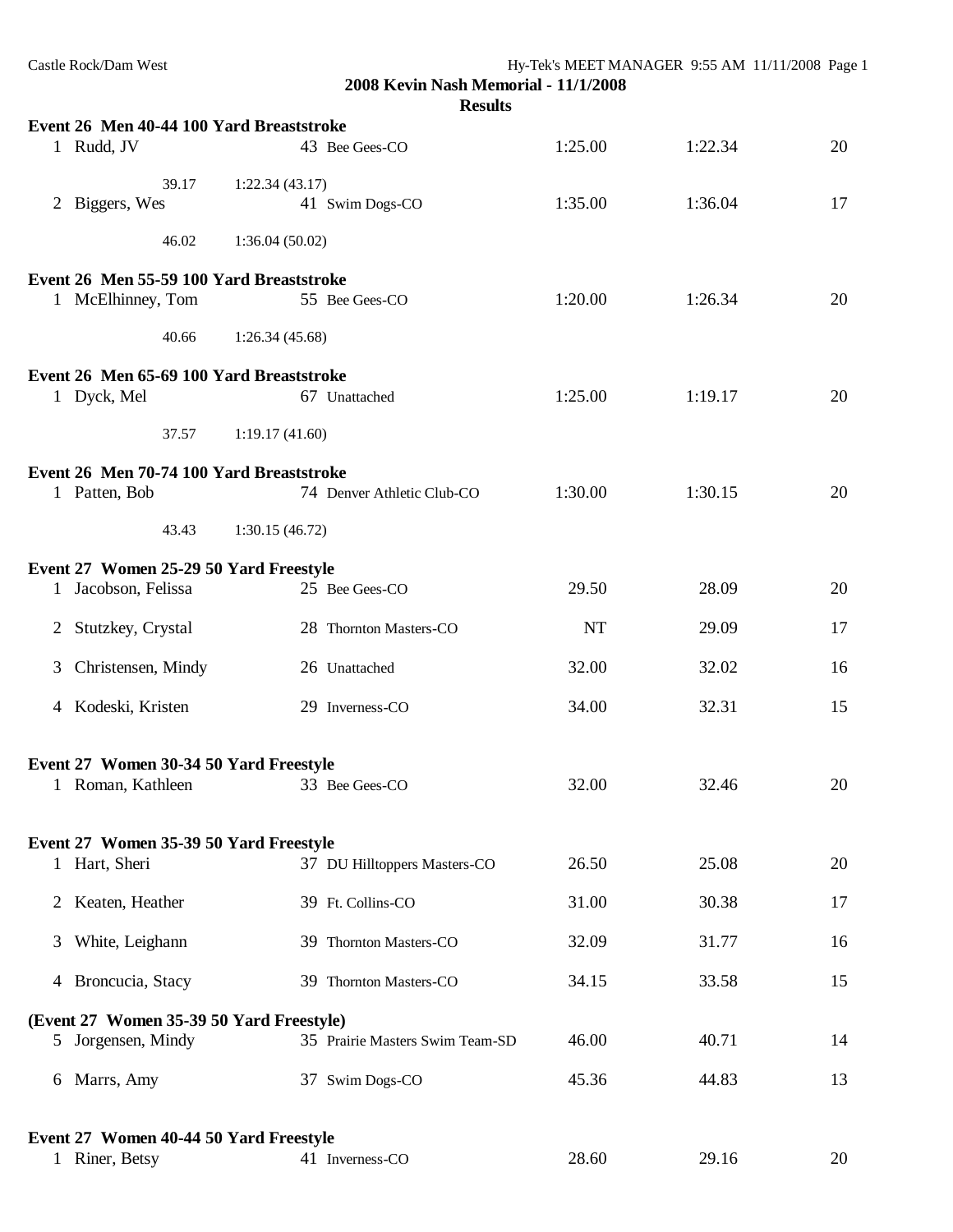## 2008 Kevin Nash Memorial - 11/1/2008

### Results

**Event 26 Men 40-44 100 Yard Breaststroke**

| Place | Name | Age | Team | Seed Time | Finals Time | Points |
|---|---|---|---|---|---|---|
| 1 | Rudd, JV | 43 | Bee Gees-CO | 1:25.00 | 1:22.34 | 20 |
| | 39.17 | | 1:22.34 (43.17) | | | |
| 2 | Biggers, Wes | 41 | Swim Dogs-CO | 1:35.00 | 1:36.04 | 17 |
| | 46.02 | | 1:36.04 (50.02) | | | |

**Event 26 Men 55-59 100 Yard Breaststroke**

| Place | Name | Age | Team | Seed Time | Finals Time | Points |
|---|---|---|---|---|---|---|
| 1 | McElhinney, Tom | 55 | Bee Gees-CO | 1:20.00 | 1:26.34 | 20 |
| | 40.66 | | 1:26.34 (45.68) | | | |

**Event 26 Men 65-69 100 Yard Breaststroke**

| Place | Name | Age | Team | Seed Time | Finals Time | Points |
|---|---|---|---|---|---|---|
| 1 | Dyck, Mel | 67 | Unattached | 1:25.00 | 1:19.17 | 20 |
| | 37.57 | | 1:19.17 (41.60) | | | |

**Event 26 Men 70-74 100 Yard Breaststroke**

| Place | Name | Age | Team | Seed Time | Finals Time | Points |
|---|---|---|---|---|---|---|
| 1 | Patten, Bob | 74 | Denver Athletic Club-CO | 1:30.00 | 1:30.15 | 20 |
| | 43.43 | | 1:30.15 (46.72) | | | |

**Event 27 Women 25-29 50 Yard Freestyle**

| Place | Name | Age | Team | Seed Time | Finals Time | Points |
|---|---|---|---|---|---|---|
| 1 | Jacobson, Felissa | 25 | Bee Gees-CO | 29.50 | 28.09 | 20 |
| 2 | Stutzkey, Crystal | 28 | Thornton Masters-CO | NT | 29.09 | 17 |
| 3 | Christensen, Mindy | 26 | Unattached | 32.00 | 32.02 | 16 |
| 4 | Kodeski, Kristen | 29 | Inverness-CO | 34.00 | 32.31 | 15 |

**Event 27 Women 30-34 50 Yard Freestyle**

| Place | Name | Age | Team | Seed Time | Finals Time | Points |
|---|---|---|---|---|---|---|
| 1 | Roman, Kathleen | 33 | Bee Gees-CO | 32.00 | 32.46 | 20 |

**Event 27 Women 35-39 50 Yard Freestyle**

| Place | Name | Age | Team | Seed Time | Finals Time | Points |
|---|---|---|---|---|---|---|
| 1 | Hart, Sheri | 37 | DU Hilltoppers Masters-CO | 26.50 | 25.08 | 20 |
| 2 | Keaten, Heather | 39 | Ft. Collins-CO | 31.00 | 30.38 | 17 |
| 3 | White, Leighann | 39 | Thornton Masters-CO | 32.09 | 31.77 | 16 |
| 4 | Broncucia, Stacy | 39 | Thornton Masters-CO | 34.15 | 33.58 | 15 |
| 5 | Jorgensen, Mindy | 35 | Prairie Masters Swim Team-SD | 46.00 | 40.71 | 14 |
| 6 | Marrs, Amy | 37 | Swim Dogs-CO | 45.36 | 44.83 | 13 |

**Event 27 Women 40-44 50 Yard Freestyle**

| Place | Name | Age | Team | Seed Time | Finals Time | Points |
|---|---|---|---|---|---|---|
| 1 | Riner, Betsy | 41 | Inverness-CO | 28.60 | 29.16 | 20 |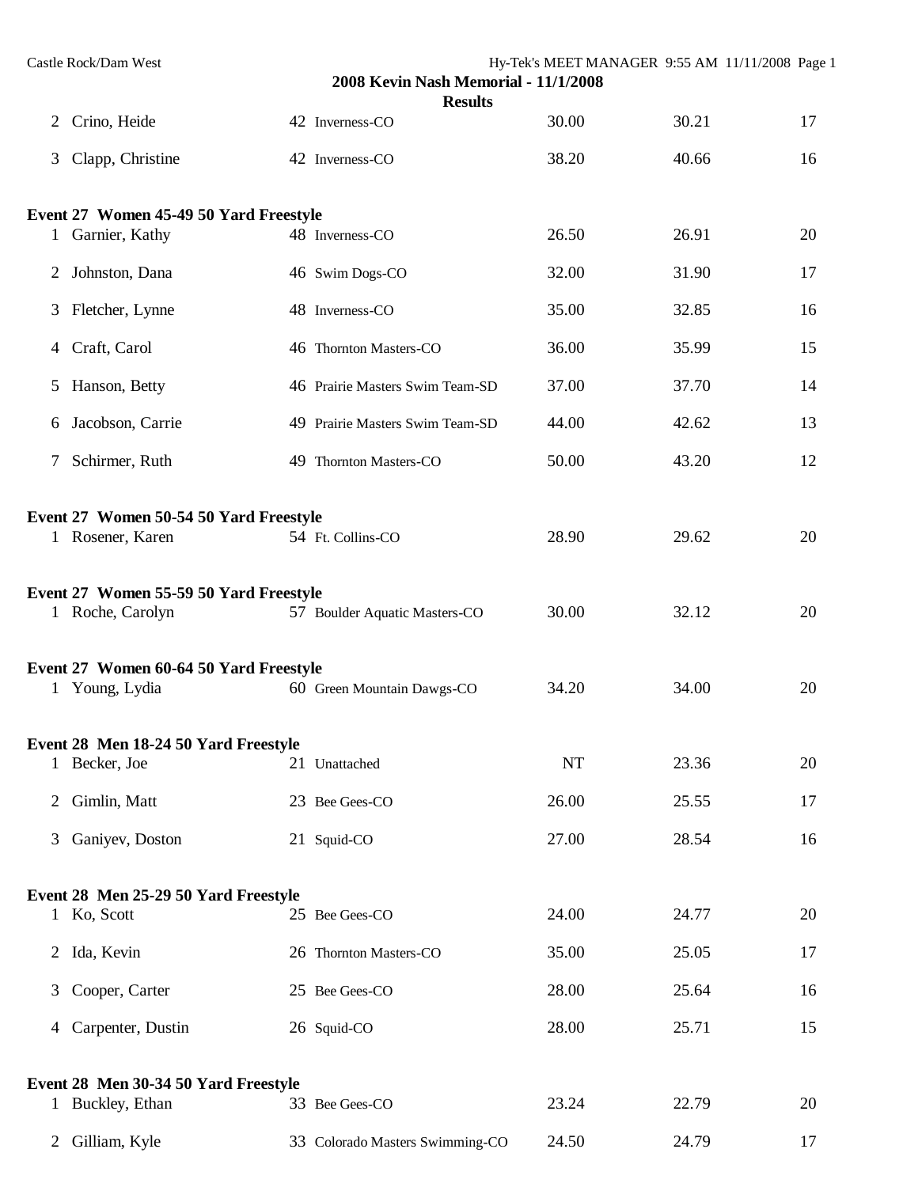## 2008 Kevin Nash Memorial - 11/1/2008

**Results**

| | Name | Age | Team | Seed | Finals | Points |
|---|---|---|---|---|---|---|
| 2 | Crino, Heide | 42 | Inverness-CO | 30.00 | 30.21 | 17 |
| 3 | Clapp, Christine | 42 | Inverness-CO | 38.20 | 40.66 | 16 |

**Event 27 Women 45-49 50 Yard Freestyle**

| | Name | Age | Team | Seed | Finals | Points |
|---|---|---|---|---|---|---|
| 1 | Garnier, Kathy | 48 | Inverness-CO | 26.50 | 26.91 | 20 |
| 2 | Johnston, Dana | 46 | Swim Dogs-CO | 32.00 | 31.90 | 17 |
| 3 | Fletcher, Lynne | 48 | Inverness-CO | 35.00 | 32.85 | 16 |
| 4 | Craft, Carol | 46 | Thornton Masters-CO | 36.00 | 35.99 | 15 |
| 5 | Hanson, Betty | 46 | Prairie Masters Swim Team-SD | 37.00 | 37.70 | 14 |
| 6 | Jacobson, Carrie | 49 | Prairie Masters Swim Team-SD | 44.00 | 42.62 | 13 |
| 7 | Schirmer, Ruth | 49 | Thornton Masters-CO | 50.00 | 43.20 | 12 |

**Event 27 Women 50-54 50 Yard Freestyle**

| | Name | Age | Team | Seed | Finals | Points |
|---|---|---|---|---|---|---|
| 1 | Rosener, Karen | 54 | Ft. Collins-CO | 28.90 | 29.62 | 20 |

**Event 27 Women 55-59 50 Yard Freestyle**

| | Name | Age | Team | Seed | Finals | Points |
|---|---|---|---|---|---|---|
| 1 | Roche, Carolyn | 57 | Boulder Aquatic Masters-CO | 30.00 | 32.12 | 20 |

**Event 27 Women 60-64 50 Yard Freestyle**

| | Name | Age | Team | Seed | Finals | Points |
|---|---|---|---|---|---|---|
| 1 | Young, Lydia | 60 | Green Mountain Dawgs-CO | 34.20 | 34.00 | 20 |

**Event 28 Men 18-24 50 Yard Freestyle**

| | Name | Age | Team | Seed | Finals | Points |
|---|---|---|---|---|---|---|
| 1 | Becker, Joe | 21 | Unattached | NT | 23.36 | 20 |
| 2 | Gimlin, Matt | 23 | Bee Gees-CO | 26.00 | 25.55 | 17 |
| 3 | Ganiyev, Doston | 21 | Squid-CO | 27.00 | 28.54 | 16 |

**Event 28 Men 25-29 50 Yard Freestyle**

| | Name | Age | Team | Seed | Finals | Points |
|---|---|---|---|---|---|---|
| 1 | Ko, Scott | 25 | Bee Gees-CO | 24.00 | 24.77 | 20 |
| 2 | Ida, Kevin | 26 | Thornton Masters-CO | 35.00 | 25.05 | 17 |
| 3 | Cooper, Carter | 25 | Bee Gees-CO | 28.00 | 25.64 | 16 |
| 4 | Carpenter, Dustin | 26 | Squid-CO | 28.00 | 25.71 | 15 |

**Event 28 Men 30-34 50 Yard Freestyle**

| | Name | Age | Team | Seed | Finals | Points |
|---|---|---|---|---|---|---|
| 1 | Buckley, Ethan | 33 | Bee Gees-CO | 23.24 | 22.79 | 20 |
| 2 | Gilliam, Kyle | 33 | Colorado Masters Swimming-CO | 24.50 | 24.79 | 17 |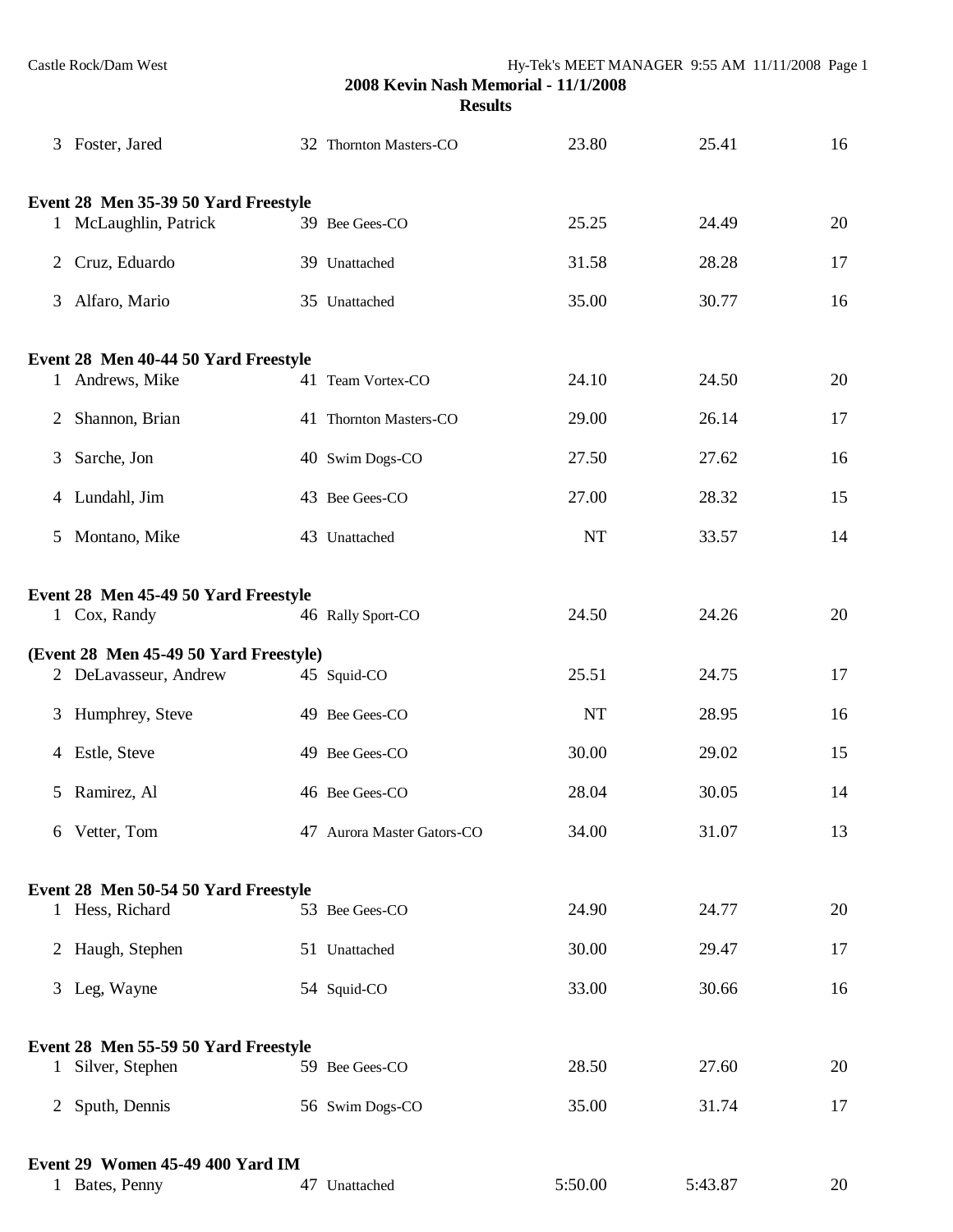## 2008 Kevin Nash Memorial - 11/1/2008

### Results

| | Name | Age | Team | Seed Time | Finals Time | Points |
|---|---|---|---|---|---|---|
| 3 | Foster, Jared | 32 | Thornton Masters-CO | 23.80 | 25.41 | 16 |

**Event 28 Men 35-39 50 Yard Freestyle**

| | Name | Age | Team | Seed Time | Finals Time | Points |
|---|---|---|---|---|---|---|
| 1 | McLaughlin, Patrick | 39 | Bee Gees-CO | 25.25 | 24.49 | 20 |
| 2 | Cruz, Eduardo | 39 | Unattached | 31.58 | 28.28 | 17 |
| 3 | Alfaro, Mario | 35 | Unattached | 35.00 | 30.77 | 16 |

**Event 28 Men 40-44 50 Yard Freestyle**

| | Name | Age | Team | Seed Time | Finals Time | Points |
|---|---|---|---|---|---|---|
| 1 | Andrews, Mike | 41 | Team Vortex-CO | 24.10 | 24.50 | 20 |
| 2 | Shannon, Brian | 41 | Thornton Masters-CO | 29.00 | 26.14 | 17 |
| 3 | Sarche, Jon | 40 | Swim Dogs-CO | 27.50 | 27.62 | 16 |
| 4 | Lundahl, Jim | 43 | Bee Gees-CO | 27.00 | 28.32 | 15 |
| 5 | Montano, Mike | 43 | Unattached | NT | 33.57 | 14 |

**Event 28 Men 45-49 50 Yard Freestyle**

| | Name | Age | Team | Seed Time | Finals Time | Points |
|---|---|---|---|---|---|---|
| 1 | Cox, Randy | 46 | Rally Sport-CO | 24.50 | 24.26 | 20 |
| 2 | DeLavasseur, Andrew | 45 | Squid-CO | 25.51 | 24.75 | 17 |
| 3 | Humphrey, Steve | 49 | Bee Gees-CO | NT | 28.95 | 16 |
| 4 | Estle, Steve | 49 | Bee Gees-CO | 30.00 | 29.02 | 15 |
| 5 | Ramirez, Al | 46 | Bee Gees-CO | 28.04 | 30.05 | 14 |
| 6 | Vetter, Tom | 47 | Aurora Master Gators-CO | 34.00 | 31.07 | 13 |

**Event 28 Men 50-54 50 Yard Freestyle**

| | Name | Age | Team | Seed Time | Finals Time | Points |
|---|---|---|---|---|---|---|
| 1 | Hess, Richard | 53 | Bee Gees-CO | 24.90 | 24.77 | 20 |
| 2 | Haugh, Stephen | 51 | Unattached | 30.00 | 29.47 | 17 |
| 3 | Leg, Wayne | 54 | Squid-CO | 33.00 | 30.66 | 16 |

**Event 28 Men 55-59 50 Yard Freestyle**

| | Name | Age | Team | Seed Time | Finals Time | Points |
|---|---|---|---|---|---|---|
| 1 | Silver, Stephen | 59 | Bee Gees-CO | 28.50 | 27.60 | 20 |
| 2 | Sputh, Dennis | 56 | Swim Dogs-CO | 35.00 | 31.74 | 17 |

**Event 29 Women 45-49 400 Yard IM**

| | Name | Age | Team | Seed Time | Finals Time | Points |
|---|---|---|---|---|---|---|
| 1 | Bates, Penny | 47 | Unattached | 5:50.00 | 5:43.87 | 20 |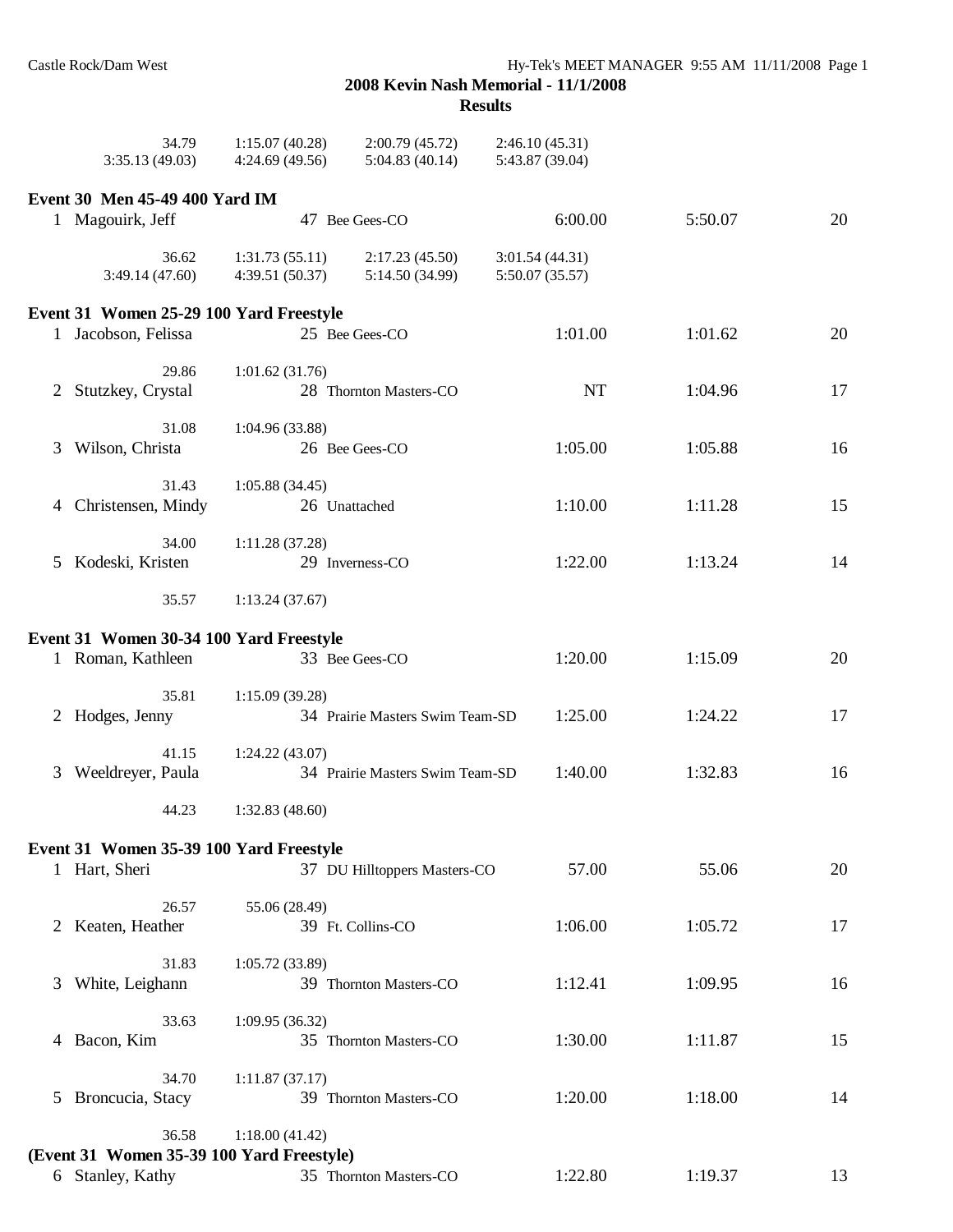## 2008 Kevin Nash Memorial - 11/1/2008

### Results

| | | | |
|---|---|---|---|
| 34.79 | 1:15.07 (40.28) | 2:00.79 (45.72) | 2:46.10 (45.31) |
| 3:35.13 (49.03) | 4:24.69 (49.56) | 5:04.83 (40.14) | 5:43.87 (39.04) |

**Event 30 Men 45-49 400 Yard IM**

| Place | Name | Age | Team | Seed Time | Finals Time | Points |
|---|---|---|---|---|---|---|
| 1 | Magouirk, Jeff | 47 | Bee Gees-CO | 6:00.00 | 5:50.07 | 20 |

| | | | |
|---|---|---|---|
| 36.62 | 1:31.73 (55.11) | 2:17.23 (45.50) | 3:01.54 (44.31) |
| 3:49.14 (47.60) | 4:39.51 (50.37) | 5:14.50 (34.99) | 5:50.07 (35.57) |

**Event 31 Women 25-29 100 Yard Freestyle**

| Place | Name | Age | Team | Seed Time | Finals Time | Points |
|---|---|---|---|---|---|---|
| 1 | Jacobson, Felissa | 25 | Bee Gees-CO | 1:01.00 | 1:01.62 | 20 |
| | 29.86 | 1:01.62 (31.76) | | | | |
| 2 | Stutzkey, Crystal | 28 | Thornton Masters-CO | NT | 1:04.96 | 17 |
| | 31.08 | 1:04.96 (33.88) | | | | |
| 3 | Wilson, Christa | 26 | Bee Gees-CO | 1:05.00 | 1:05.88 | 16 |
| | 31.43 | 1:05.88 (34.45) | | | | |
| 4 | Christensen, Mindy | 26 | Unattached | 1:10.00 | 1:11.28 | 15 |
| | 34.00 | 1:11.28 (37.28) | | | | |
| 5 | Kodeski, Kristen | 29 | Inverness-CO | 1:22.00 | 1:13.24 | 14 |
| | 35.57 | 1:13.24 (37.67) | | | | |

**Event 31 Women 30-34 100 Yard Freestyle**

| Place | Name | Age | Team | Seed Time | Finals Time | Points |
|---|---|---|---|---|---|---|
| 1 | Roman, Kathleen | 33 | Bee Gees-CO | 1:20.00 | 1:15.09 | 20 |
| | 35.81 | 1:15.09 (39.28) | | | | |
| 2 | Hodges, Jenny | 34 | Prairie Masters Swim Team-SD | 1:25.00 | 1:24.22 | 17 |
| | 41.15 | 1:24.22 (43.07) | | | | |
| 3 | Weeldreyer, Paula | 34 | Prairie Masters Swim Team-SD | 1:40.00 | 1:32.83 | 16 |
| | 44.23 | 1:32.83 (48.60) | | | | |

**Event 31 Women 35-39 100 Yard Freestyle**

| Place | Name | Age | Team | Seed Time | Finals Time | Points |
|---|---|---|---|---|---|---|
| 1 | Hart, Sheri | 37 | DU Hilltoppers Masters-CO | 57.00 | 55.06 | 20 |
| | 26.57 | 55.06 (28.49) | | | | |
| 2 | Keaten, Heather | 39 | Ft. Collins-CO | 1:06.00 | 1:05.72 | 17 |
| | 31.83 | 1:05.72 (33.89) | | | | |
| 3 | White, Leighann | 39 | Thornton Masters-CO | 1:12.41 | 1:09.95 | 16 |
| | 33.63 | 1:09.95 (36.32) | | | | |
| 4 | Bacon, Kim | 35 | Thornton Masters-CO | 1:30.00 | 1:11.87 | 15 |
| | 34.70 | 1:11.87 (37.17) | | | | |
| 5 | Broncucia, Stacy | 39 | Thornton Masters-CO | 1:20.00 | 1:18.00 | 14 |
| | 36.58 | 1:18.00 (41.42) | | | | |

**(Event 31 Women 35-39 100 Yard Freestyle)**

| Place | Name | Age | Team | Seed Time | Finals Time | Points |
|---|---|---|---|---|---|---|
| 6 | Stanley, Kathy | 35 | Thornton Masters-CO | 1:22.80 | 1:19.37 | 13 |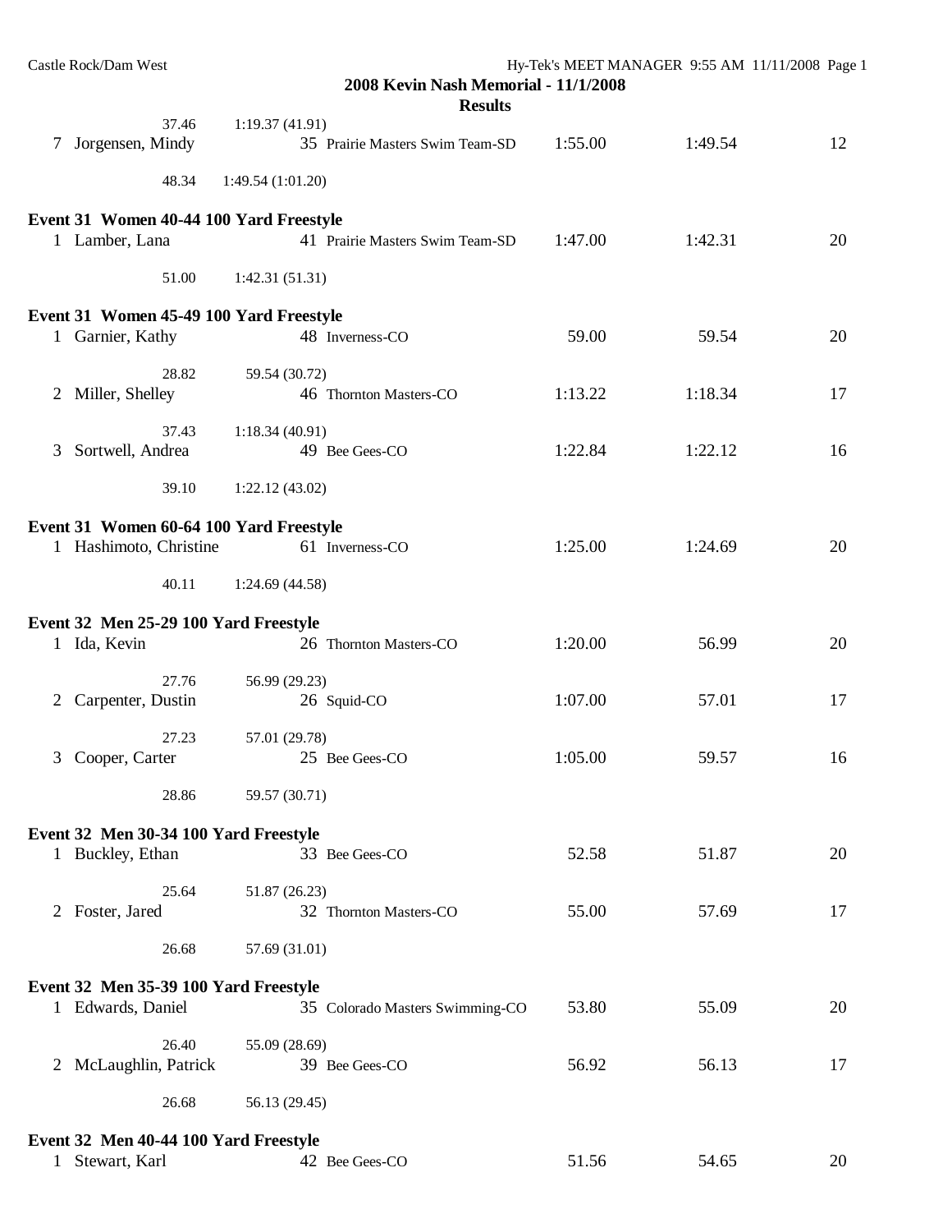## 2008 Kevin Nash Memorial - 11/1/2008

### Results

| | Name | Age | Team | Seed Time | Finals Time | Points |
|---|---|---|---|---|---|---|
| | 37.46 | 1:19.37 (41.91) | | | | |
| 7 | Jorgensen, Mindy | 35 | Prairie Masters Swim Team-SD | 1:55.00 | 1:49.54 | 12 |
| | 48.34 | 1:49.54 (1:01.20) | | | | |

**Event 31 Women 40-44 100 Yard Freestyle**

| | Name | Age | Team | Seed Time | Finals Time | Points |
|---|---|---|---|---|---|---|
| 1 | Lamber, Lana | 41 | Prairie Masters Swim Team-SD | 1:47.00 | 1:42.31 | 20 |
| | 51.00 | 1:42.31 (51.31) | | | | |

**Event 31 Women 45-49 100 Yard Freestyle**

| | Name | Age | Team | Seed Time | Finals Time | Points |
|---|---|---|---|---|---|---|
| 1 | Garnier, Kathy | 48 | Inverness-CO | 59.00 | 59.54 | 20 |
| | 28.82 | 59.54 (30.72) | | | | |
| 2 | Miller, Shelley | 46 | Thornton Masters-CO | 1:13.22 | 1:18.34 | 17 |
| | 37.43 | 1:18.34 (40.91) | | | | |
| 3 | Sortwell, Andrea | 49 | Bee Gees-CO | 1:22.84 | 1:22.12 | 16 |
| | 39.10 | 1:22.12 (43.02) | | | | |

**Event 31 Women 60-64 100 Yard Freestyle**

| | Name | Age | Team | Seed Time | Finals Time | Points |
|---|---|---|---|---|---|---|
| 1 | Hashimoto, Christine | 61 | Inverness-CO | 1:25.00 | 1:24.69 | 20 |
| | 40.11 | 1:24.69 (44.58) | | | | |

**Event 32 Men 25-29 100 Yard Freestyle**

| | Name | Age | Team | Seed Time | Finals Time | Points |
|---|---|---|---|---|---|---|
| 1 | Ida, Kevin | 26 | Thornton Masters-CO | 1:20.00 | 56.99 | 20 |
| | 27.76 | 56.99 (29.23) | | | | |
| 2 | Carpenter, Dustin | 26 | Squid-CO | 1:07.00 | 57.01 | 17 |
| | 27.23 | 57.01 (29.78) | | | | |
| 3 | Cooper, Carter | 25 | Bee Gees-CO | 1:05.00 | 59.57 | 16 |
| | 28.86 | 59.57 (30.71) | | | | |

**Event 32 Men 30-34 100 Yard Freestyle**

| | Name | Age | Team | Seed Time | Finals Time | Points |
|---|---|---|---|---|---|---|
| 1 | Buckley, Ethan | 33 | Bee Gees-CO | 52.58 | 51.87 | 20 |
| | 25.64 | 51.87 (26.23) | | | | |
| 2 | Foster, Jared | 32 | Thornton Masters-CO | 55.00 | 57.69 | 17 |
| | 26.68 | 57.69 (31.01) | | | | |

**Event 32 Men 35-39 100 Yard Freestyle**

| | Name | Age | Team | Seed Time | Finals Time | Points |
|---|---|---|---|---|---|---|
| 1 | Edwards, Daniel | 35 | Colorado Masters Swimming-CO | 53.80 | 55.09 | 20 |
| | 26.40 | 55.09 (28.69) | | | | |
| 2 | McLaughlin, Patrick | 39 | Bee Gees-CO | 56.92 | 56.13 | 17 |
| | 26.68 | 56.13 (29.45) | | | | |

**Event 32 Men 40-44 100 Yard Freestyle**

| | Name | Age | Team | Seed Time | Finals Time | Points |
|---|---|---|---|---|---|---|
| 1 | Stewart, Karl | 42 | Bee Gees-CO | 51.56 | 54.65 | 20 |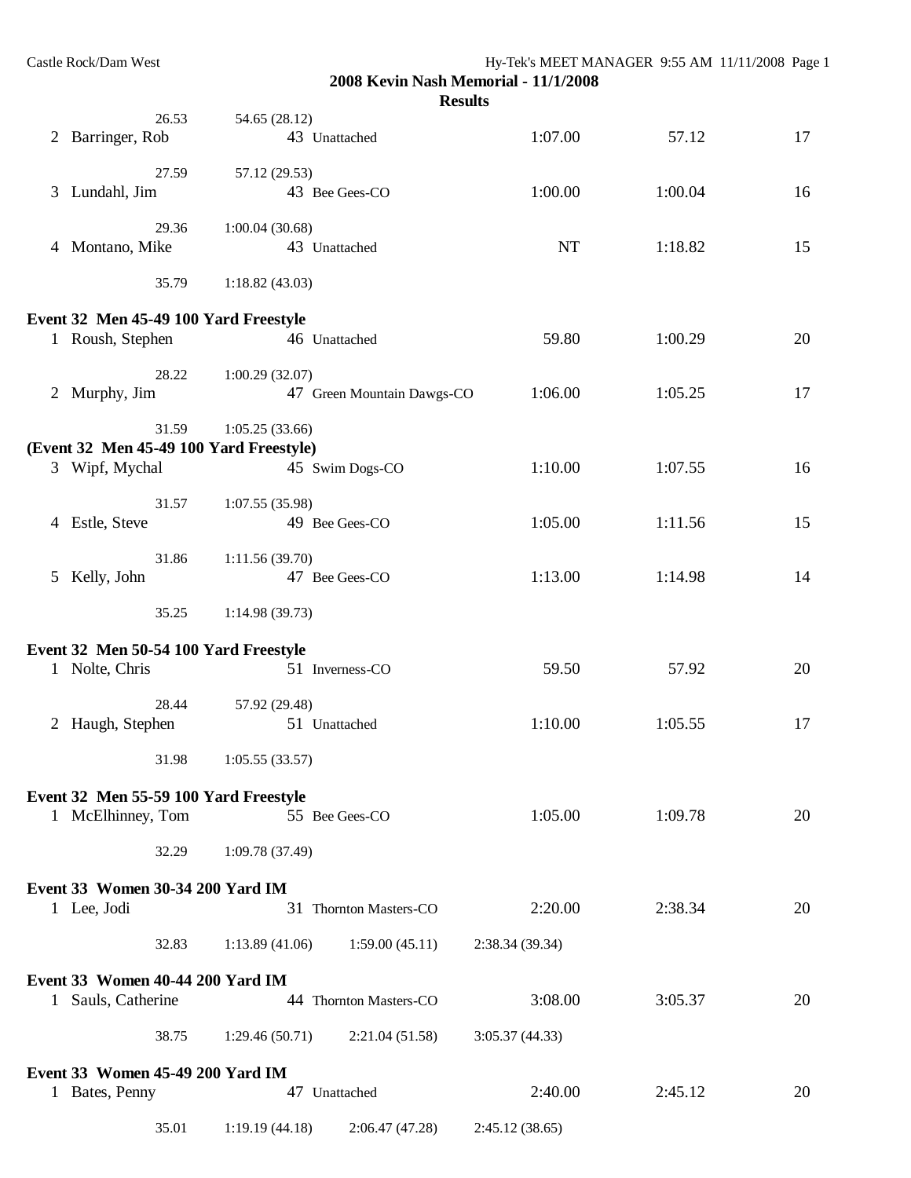**2008 Kevin Nash Memorial - 11/1/2008**

**Results**

| | Name | Age | Team | Seed Time | Finals Time | Points |
|---|---|---|---|---|---|---|
| | 26.53 | 54.65 (28.12) | | | | |
| 2 | Barringer, Rob | 43 | Unattached | 1:07.00 | 57.12 | 17 |
| | 27.59 | 57.12 (29.53) | | | | |
| 3 | Lundahl, Jim | 43 | Bee Gees-CO | 1:00.00 | 1:00.04 | 16 |
| | 29.36 | 1:00.04 (30.68) | | | | |
| 4 | Montano, Mike | 43 | Unattached | NT | 1:18.82 | 15 |
| | 35.79 | 1:18.82 (43.03) | | | | |

**Event 32 Men 45-49 100 Yard Freestyle**

| | Name | Age | Team | Seed Time | Finals Time | Points |
|---|---|---|---|---|---|---|
| 1 | Roush, Stephen | 46 | Unattached | 59.80 | 1:00.29 | 20 |
| | 28.22 | 1:00.29 (32.07) | | | | |
| 2 | Murphy, Jim | 47 | Green Mountain Dawgs-CO | 1:06.00 | 1:05.25 | 17 |
| | 31.59 | 1:05.25 (33.66) | | | | |
| 3 | Wipf, Mychal | 45 | Swim Dogs-CO | 1:10.00 | 1:07.55 | 16 |
| | 31.57 | 1:07.55 (35.98) | | | | |
| 4 | Estle, Steve | 49 | Bee Gees-CO | 1:05.00 | 1:11.56 | 15 |
| | 31.86 | 1:11.56 (39.70) | | | | |
| 5 | Kelly, John | 47 | Bee Gees-CO | 1:13.00 | 1:14.98 | 14 |
| | 35.25 | 1:14.98 (39.73) | | | | |

**Event 32 Men 50-54 100 Yard Freestyle**

| | Name | Age | Team | Seed Time | Finals Time | Points |
|---|---|---|---|---|---|---|
| 1 | Nolte, Chris | 51 | Inverness-CO | 59.50 | 57.92 | 20 |
| | 28.44 | 57.92 (29.48) | | | | |
| 2 | Haugh, Stephen | 51 | Unattached | 1:10.00 | 1:05.55 | 17 |
| | 31.98 | 1:05.55 (33.57) | | | | |

**Event 32 Men 55-59 100 Yard Freestyle**

| | Name | Age | Team | Seed Time | Finals Time | Points |
|---|---|---|---|---|---|---|
| 1 | McElhinney, Tom | 55 | Bee Gees-CO | 1:05.00 | 1:09.78 | 20 |
| | 32.29 | 1:09.78 (37.49) | | | | |

**Event 33 Women 30-34 200 Yard IM**

| | Name | Age | Team | Seed Time | Finals Time | Points |
|---|---|---|---|---|---|---|
| 1 | Lee, Jodi | 31 | Thornton Masters-CO | 2:20.00 | 2:38.34 | 20 |
| | 32.83 | 1:13.89 (41.06) | 1:59.00 (45.11) | 2:38.34 (39.34) | | |

**Event 33 Women 40-44 200 Yard IM**

| | Name | Age | Team | Seed Time | Finals Time | Points |
|---|---|---|---|---|---|---|
| 1 | Sauls, Catherine | 44 | Thornton Masters-CO | 3:08.00 | 3:05.37 | 20 |
| | 38.75 | 1:29.46 (50.71) | 2:21.04 (51.58) | 3:05.37 (44.33) | | |

**Event 33 Women 45-49 200 Yard IM**

| | Name | Age | Team | Seed Time | Finals Time | Points |
|---|---|---|---|---|---|---|
| 1 | Bates, Penny | 47 | Unattached | 2:40.00 | 2:45.12 | 20 |
| | 35.01 | 1:19.19 (44.18) | 2:06.47 (47.28) | 2:45.12 (38.65) | | |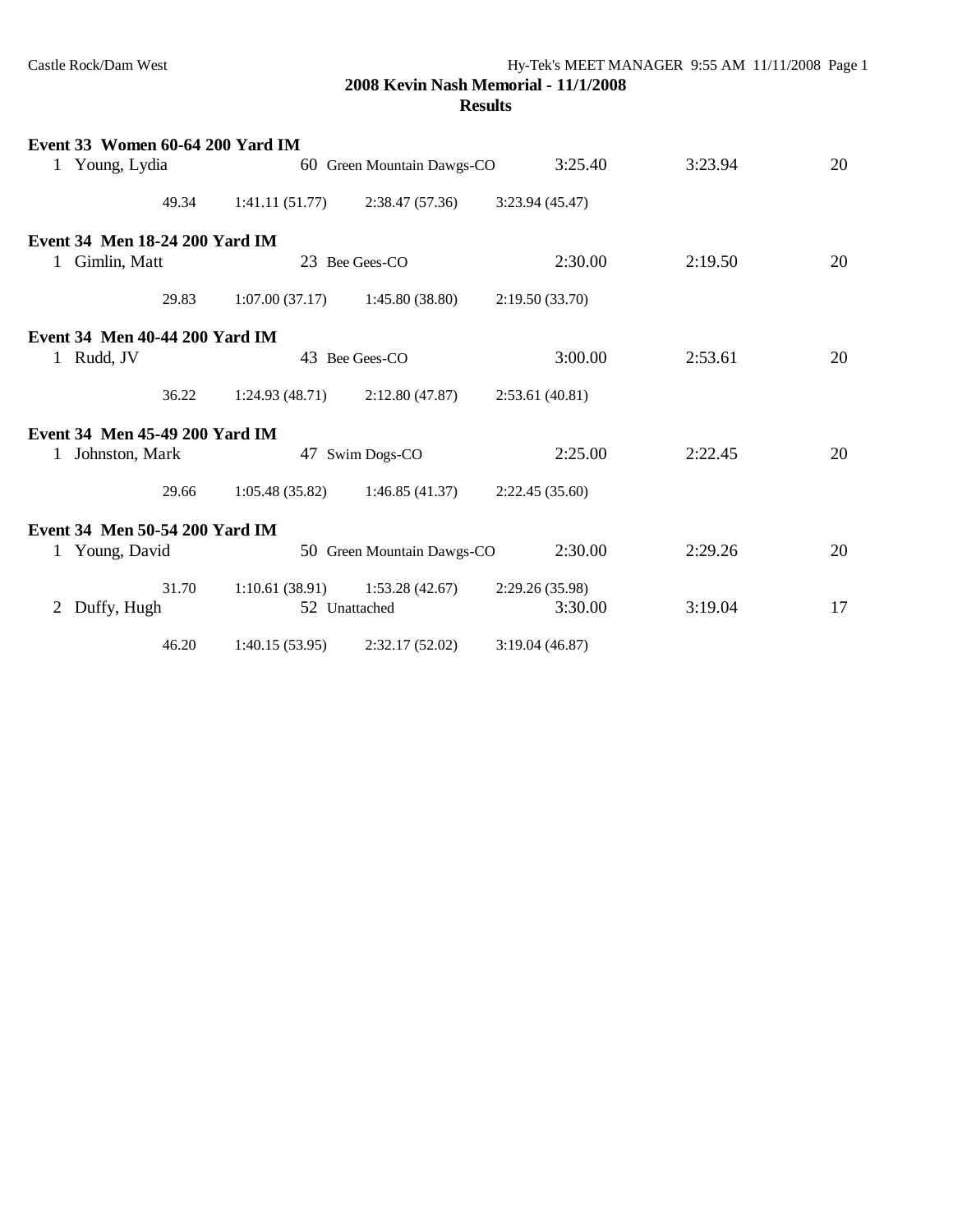## 2008 Kevin Nash Memorial - 11/1/2008

### Results

**Event 33 Women 60-64 200 Yard IM**

| | | | | | | |
|---|---|---|---|---|---|---|
| 1 | Young, Lydia | 60 | Green Mountain Dawgs-CO | 3:25.40 | 3:23.94 | 20 |
| | 49.34 | 1:41.11 (51.77) | 2:38.47 (57.36) | 3:23.94 (45.47) | | |

**Event 34 Men 18-24 200 Yard IM**

| | | | | | | |
|---|---|---|---|---|---|---|
| 1 | Gimlin, Matt | 23 | Bee Gees-CO | 2:30.00 | 2:19.50 | 20 |
| | 29.83 | 1:07.00 (37.17) | 1:45.80 (38.80) | 2:19.50 (33.70) | | |

**Event 34 Men 40-44 200 Yard IM**

| | | | | | | |
|---|---|---|---|---|---|---|
| 1 | Rudd, JV | 43 | Bee Gees-CO | 3:00.00 | 2:53.61 | 20 |
| | 36.22 | 1:24.93 (48.71) | 2:12.80 (47.87) | 2:53.61 (40.81) | | |

**Event 34 Men 45-49 200 Yard IM**

| | | | | | | |
|---|---|---|---|---|---|---|
| 1 | Johnston, Mark | 47 | Swim Dogs-CO | 2:25.00 | 2:22.45 | 20 |
| | 29.66 | 1:05.48 (35.82) | 1:46.85 (41.37) | 2:22.45 (35.60) | | |

**Event 34 Men 50-54 200 Yard IM**

| | | | | | | |
|---|---|---|---|---|---|---|
| 1 | Young, David | 50 | Green Mountain Dawgs-CO | 2:30.00 | 2:29.26 | 20 |
| | 31.70 | 1:10.61 (38.91) | 1:53.28 (42.67) | 2:29.26 (35.98) | | |
| 2 | Duffy, Hugh | 52 | Unattached | 3:30.00 | 3:19.04 | 17 |
| | 46.20 | 1:40.15 (53.95) | 2:32.17 (52.02) | 3:19.04 (46.87) | | |